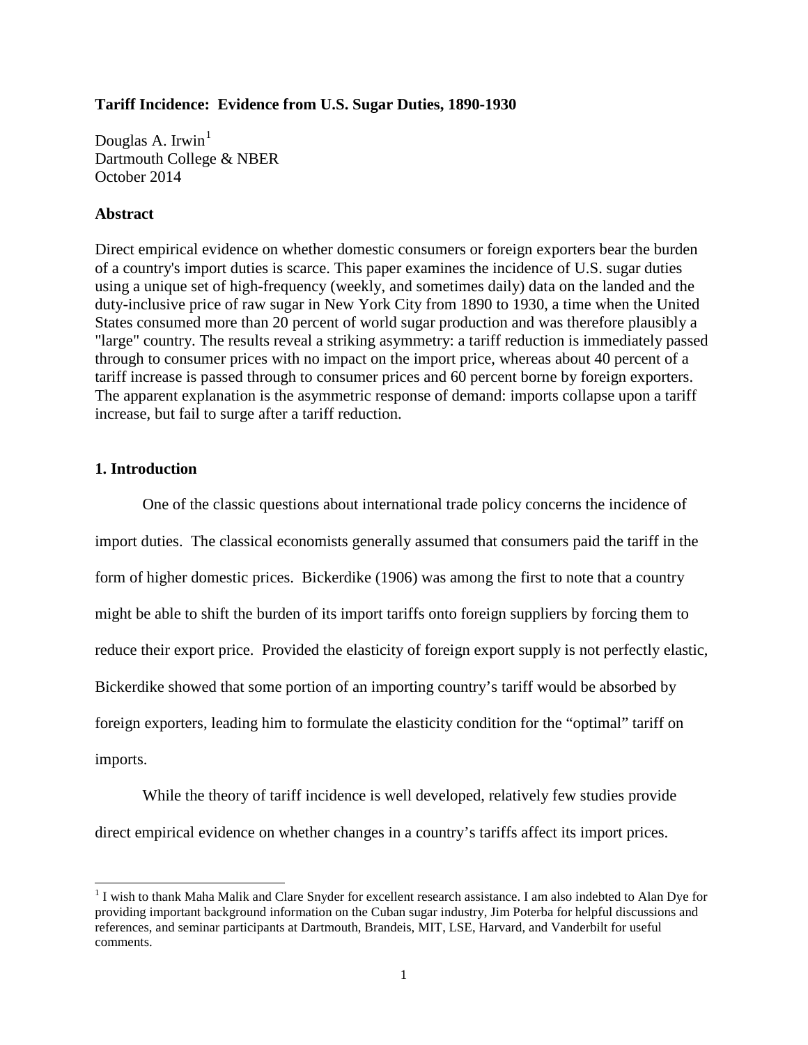**Tariff Incidence: Evidence from U.S. Sugar Duties, 1890-1930**

Douglas A. Irwin[1]
Dartmouth College & NBER
October 2014

**Abstract**

Direct empirical evidence on whether domestic consumers or foreign exporters bear the burden of a country's import duties is scarce. This paper examines the incidence of U.S. sugar duties using a unique set of high-frequency (weekly, and sometimes daily) data on the landed and the duty-inclusive price of raw sugar in New York City from 1890 to 1930, a time when the United States consumed more than 20 percent of world sugar production and was therefore plausibly a "large" country. The results reveal a striking asymmetry: a tariff reduction is immediately passed through to consumer prices with no impact on the import price, whereas about 40 percent of a tariff increase is passed through to consumer prices and 60 percent borne by foreign exporters. The apparent explanation is the asymmetric response of demand: imports collapse upon a tariff increase, but fail to surge after a tariff reduction.

## 1. Introduction

One of the classic questions about international trade policy concerns the incidence of import duties. The classical economists generally assumed that consumers paid the tariff in the form of higher domestic prices. Bickerdike (1906) was among the first to note that a country might be able to shift the burden of its import tariffs onto foreign suppliers by forcing them to reduce their export price. Provided the elasticity of foreign export supply is not perfectly elastic, Bickerdike showed that some portion of an importing country's tariff would be absorbed by foreign exporters, leading him to formulate the elasticity condition for the "optimal" tariff on imports.

While the theory of tariff incidence is well developed, relatively few studies provide direct empirical evidence on whether changes in a country's tariffs affect its import prices.

[1] I wish to thank Maha Malik and Clare Snyder for excellent research assistance. I am also indebted to Alan Dye for providing important background information on the Cuban sugar industry, Jim Poterba for helpful discussions and references, and seminar participants at Dartmouth, Brandeis, MIT, LSE, Harvard, and Vanderbilt for useful comments.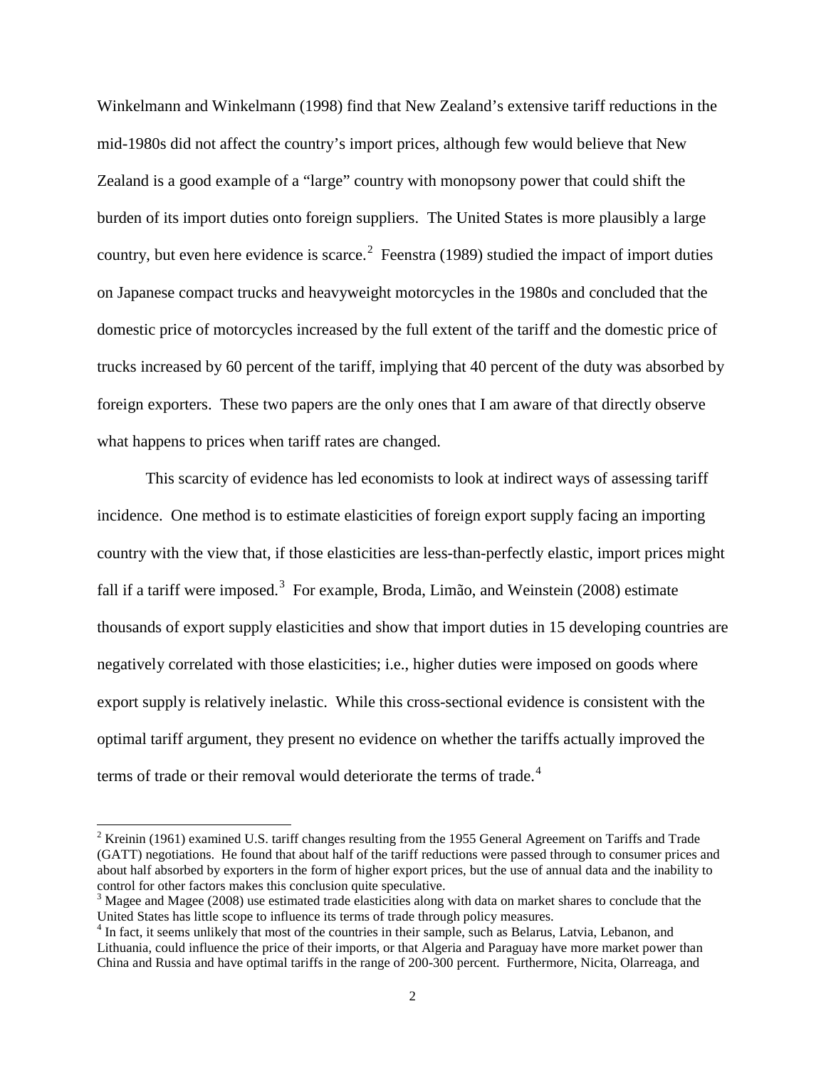Winkelmann and Winkelmann (1998) find that New Zealand's extensive tariff reductions in the mid-1980s did not affect the country's import prices, although few would believe that New Zealand is a good example of a "large" country with monopsony power that could shift the burden of its import duties onto foreign suppliers. The United States is more plausibly a large country, but even here evidence is scarce.[2] Feenstra (1989) studied the impact of import duties on Japanese compact trucks and heavyweight motorcycles in the 1980s and concluded that the domestic price of motorcycles increased by the full extent of the tariff and the domestic price of trucks increased by 60 percent of the tariff, implying that 40 percent of the duty was absorbed by foreign exporters. These two papers are the only ones that I am aware of that directly observe what happens to prices when tariff rates are changed.

This scarcity of evidence has led economists to look at indirect ways of assessing tariff incidence. One method is to estimate elasticities of foreign export supply facing an importing country with the view that, if those elasticities are less-than-perfectly elastic, import prices might fall if a tariff were imposed.[3] For example, Broda, Limão, and Weinstein (2008) estimate thousands of export supply elasticities and show that import duties in 15 developing countries are negatively correlated with those elasticities; i.e., higher duties were imposed on goods where export supply is relatively inelastic. While this cross-sectional evidence is consistent with the optimal tariff argument, they present no evidence on whether the tariffs actually improved the terms of trade or their removal would deteriorate the terms of trade.[4]

---

[2] Kreinin (1961) examined U.S. tariff changes resulting from the 1955 General Agreement on Tariffs and Trade (GATT) negotiations. He found that about half of the tariff reductions were passed through to consumer prices and about half absorbed by exporters in the form of higher export prices, but the use of annual data and the inability to control for other factors makes this conclusion quite speculative.

[3] Magee and Magee (2008) use estimated trade elasticities along with data on market shares to conclude that the United States has little scope to influence its terms of trade through policy measures.

[4] In fact, it seems unlikely that most of the countries in their sample, such as Belarus, Latvia, Lebanon, and Lithuania, could influence the price of their imports, or that Algeria and Paraguay have more market power than China and Russia and have optimal tariffs in the range of 200-300 percent. Furthermore, Nicita, Olarreaga, and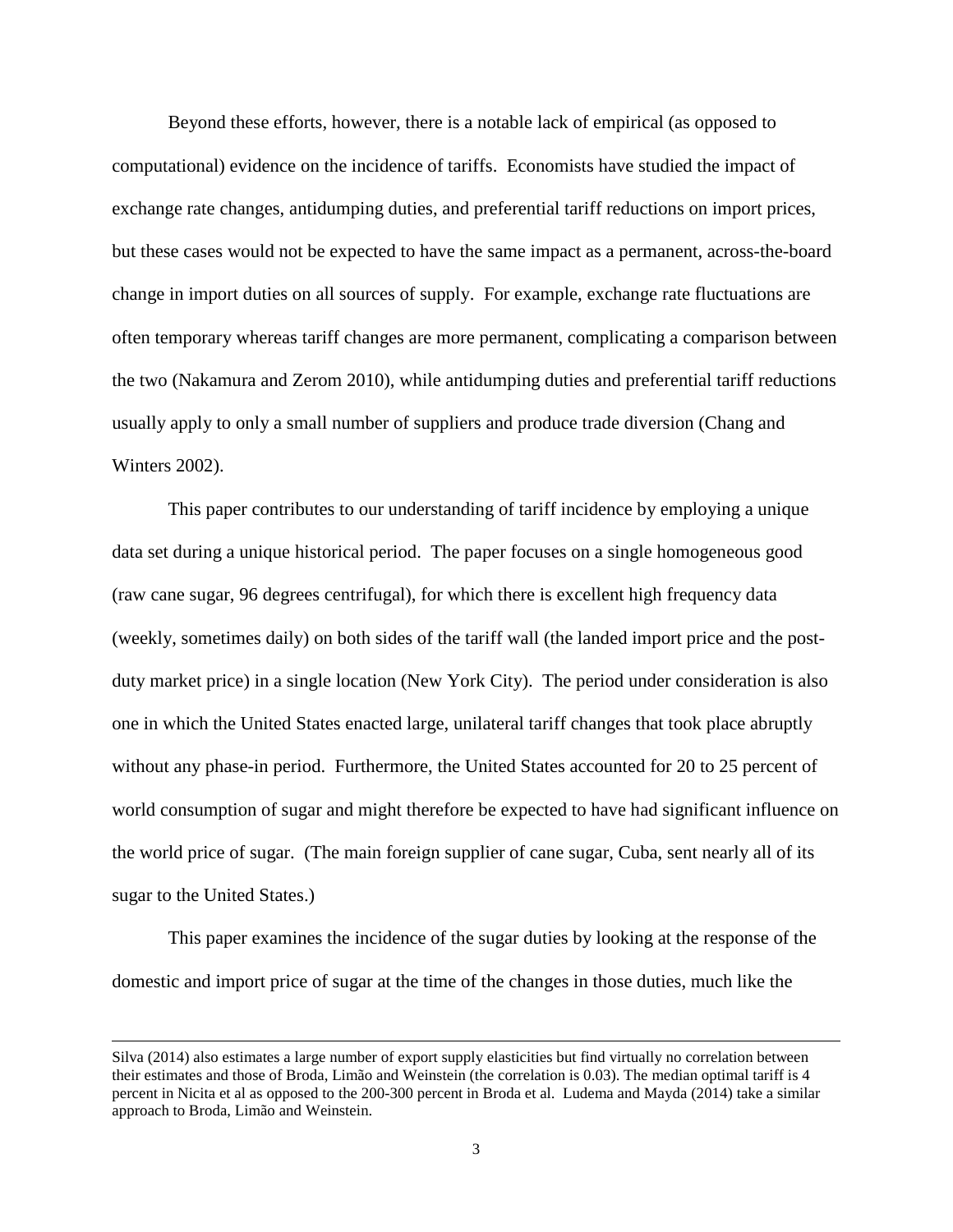Beyond these efforts, however, there is a notable lack of empirical (as opposed to computational) evidence on the incidence of tariffs. Economists have studied the impact of exchange rate changes, antidumping duties, and preferential tariff reductions on import prices, but these cases would not be expected to have the same impact as a permanent, across-the-board change in import duties on all sources of supply. For example, exchange rate fluctuations are often temporary whereas tariff changes are more permanent, complicating a comparison between the two (Nakamura and Zerom 2010), while antidumping duties and preferential tariff reductions usually apply to only a small number of suppliers and produce trade diversion (Chang and Winters 2002).

This paper contributes to our understanding of tariff incidence by employing a unique data set during a unique historical period. The paper focuses on a single homogeneous good (raw cane sugar, 96 degrees centrifugal), for which there is excellent high frequency data (weekly, sometimes daily) on both sides of the tariff wall (the landed import price and the post-duty market price) in a single location (New York City). The period under consideration is also one in which the United States enacted large, unilateral tariff changes that took place abruptly without any phase-in period. Furthermore, the United States accounted for 20 to 25 percent of world consumption of sugar and might therefore be expected to have had significant influence on the world price of sugar. (The main foreign supplier of cane sugar, Cuba, sent nearly all of its sugar to the United States.)

This paper examines the incidence of the sugar duties by looking at the response of the domestic and import price of sugar at the time of the changes in those duties, much like the

---

Silva (2014) also estimates a large number of export supply elasticities but find virtually no correlation between their estimates and those of Broda, Limão and Weinstein (the correlation is 0.03). The median optimal tariff is 4 percent in Nicita et al as opposed to the 200-300 percent in Broda et al. Ludema and Mayda (2014) take a similar approach to Broda, Limão and Weinstein.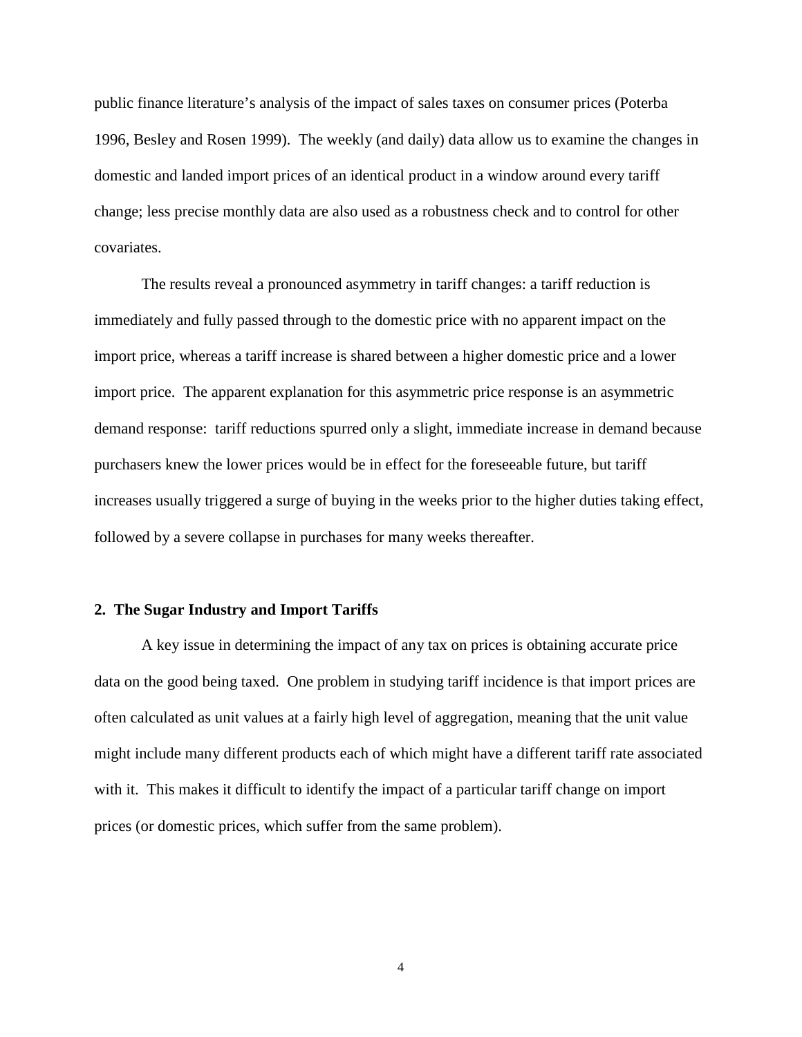public finance literature's analysis of the impact of sales taxes on consumer prices (Poterba 1996, Besley and Rosen 1999). The weekly (and daily) data allow us to examine the changes in domestic and landed import prices of an identical product in a window around every tariff change; less precise monthly data are also used as a robustness check and to control for other covariates.

The results reveal a pronounced asymmetry in tariff changes: a tariff reduction is immediately and fully passed through to the domestic price with no apparent impact on the import price, whereas a tariff increase is shared between a higher domestic price and a lower import price. The apparent explanation for this asymmetric price response is an asymmetric demand response: tariff reductions spurred only a slight, immediate increase in demand because purchasers knew the lower prices would be in effect for the foreseeable future, but tariff increases usually triggered a surge of buying in the weeks prior to the higher duties taking effect, followed by a severe collapse in purchases for many weeks thereafter.

## 2. The Sugar Industry and Import Tariffs

A key issue in determining the impact of any tax on prices is obtaining accurate price data on the good being taxed. One problem in studying tariff incidence is that import prices are often calculated as unit values at a fairly high level of aggregation, meaning that the unit value might include many different products each of which might have a different tariff rate associated with it. This makes it difficult to identify the impact of a particular tariff change on import prices (or domestic prices, which suffer from the same problem).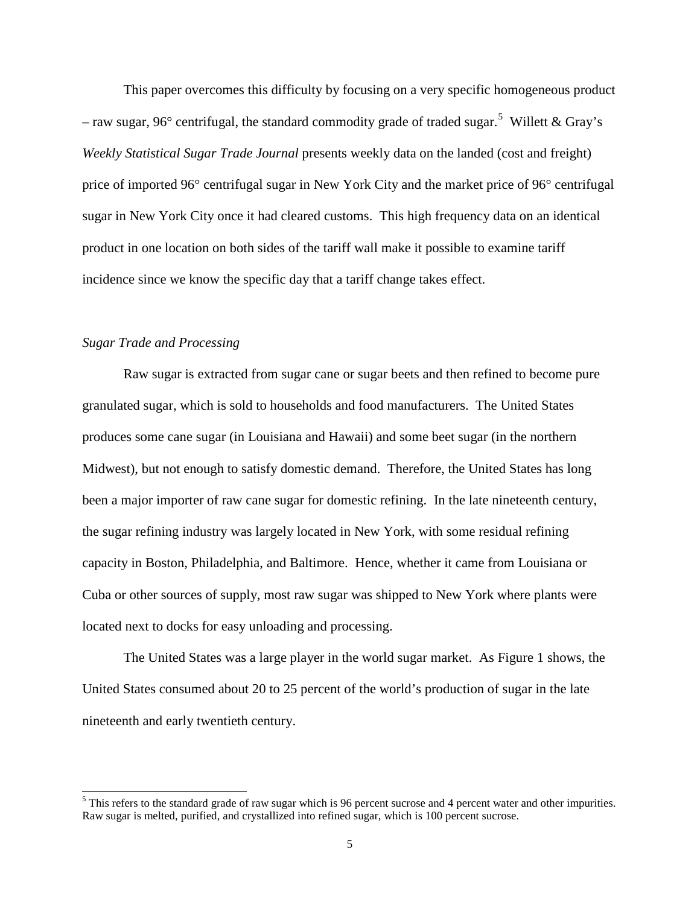This paper overcomes this difficulty by focusing on a very specific homogeneous product – raw sugar, 96° centrifugal, the standard commodity grade of traded sugar.[5] Willett & Gray's *Weekly Statistical Sugar Trade Journal* presents weekly data on the landed (cost and freight) price of imported 96° centrifugal sugar in New York City and the market price of 96° centrifugal sugar in New York City once it had cleared customs. This high frequency data on an identical product in one location on both sides of the tariff wall make it possible to examine tariff incidence since we know the specific day that a tariff change takes effect.

*Sugar Trade and Processing*

Raw sugar is extracted from sugar cane or sugar beets and then refined to become pure granulated sugar, which is sold to households and food manufacturers. The United States produces some cane sugar (in Louisiana and Hawaii) and some beet sugar (in the northern Midwest), but not enough to satisfy domestic demand. Therefore, the United States has long been a major importer of raw cane sugar for domestic refining. In the late nineteenth century, the sugar refining industry was largely located in New York, with some residual refining capacity in Boston, Philadelphia, and Baltimore. Hence, whether it came from Louisiana or Cuba or other sources of supply, most raw sugar was shipped to New York where plants were located next to docks for easy unloading and processing.

The United States was a large player in the world sugar market. As Figure 1 shows, the United States consumed about 20 to 25 percent of the world's production of sugar in the late nineteenth and early twentieth century.

---

[5] This refers to the standard grade of raw sugar which is 96 percent sucrose and 4 percent water and other impurities. Raw sugar is melted, purified, and crystallized into refined sugar, which is 100 percent sucrose.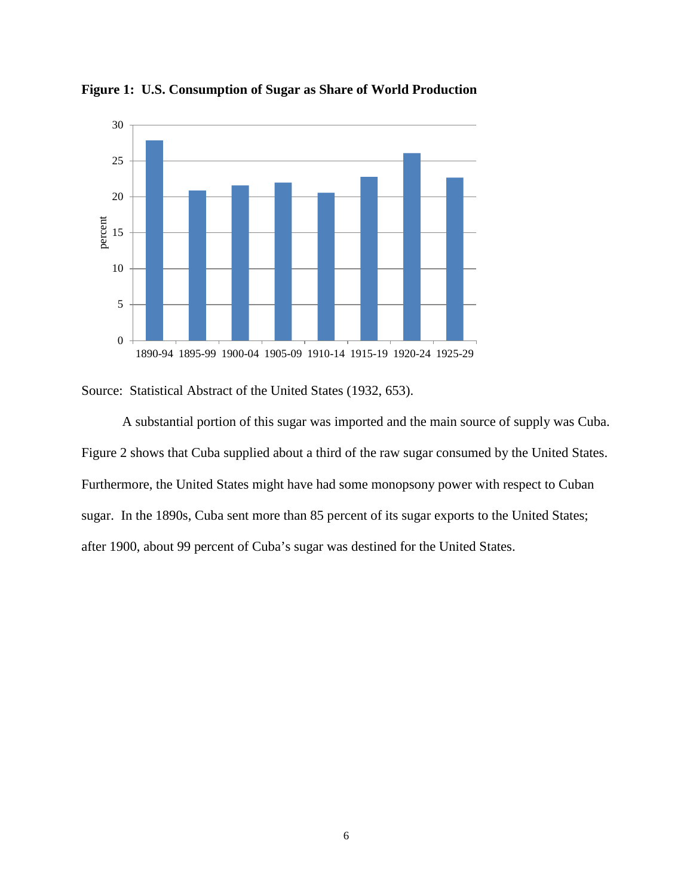**Figure 1: U.S. Consumption of Sugar as Share of World Production**

Source: Statistical Abstract of the United States (1932, 653).

A substantial portion of this sugar was imported and the main source of supply was Cuba. Figure 2 shows that Cuba supplied about a third of the raw sugar consumed by the United States. Furthermore, the United States might have had some monopsony power with respect to Cuban sugar. In the 1890s, Cuba sent more than 85 percent of its sugar exports to the United States; after 1900, about 99 percent of Cuba's sugar was destined for the United States.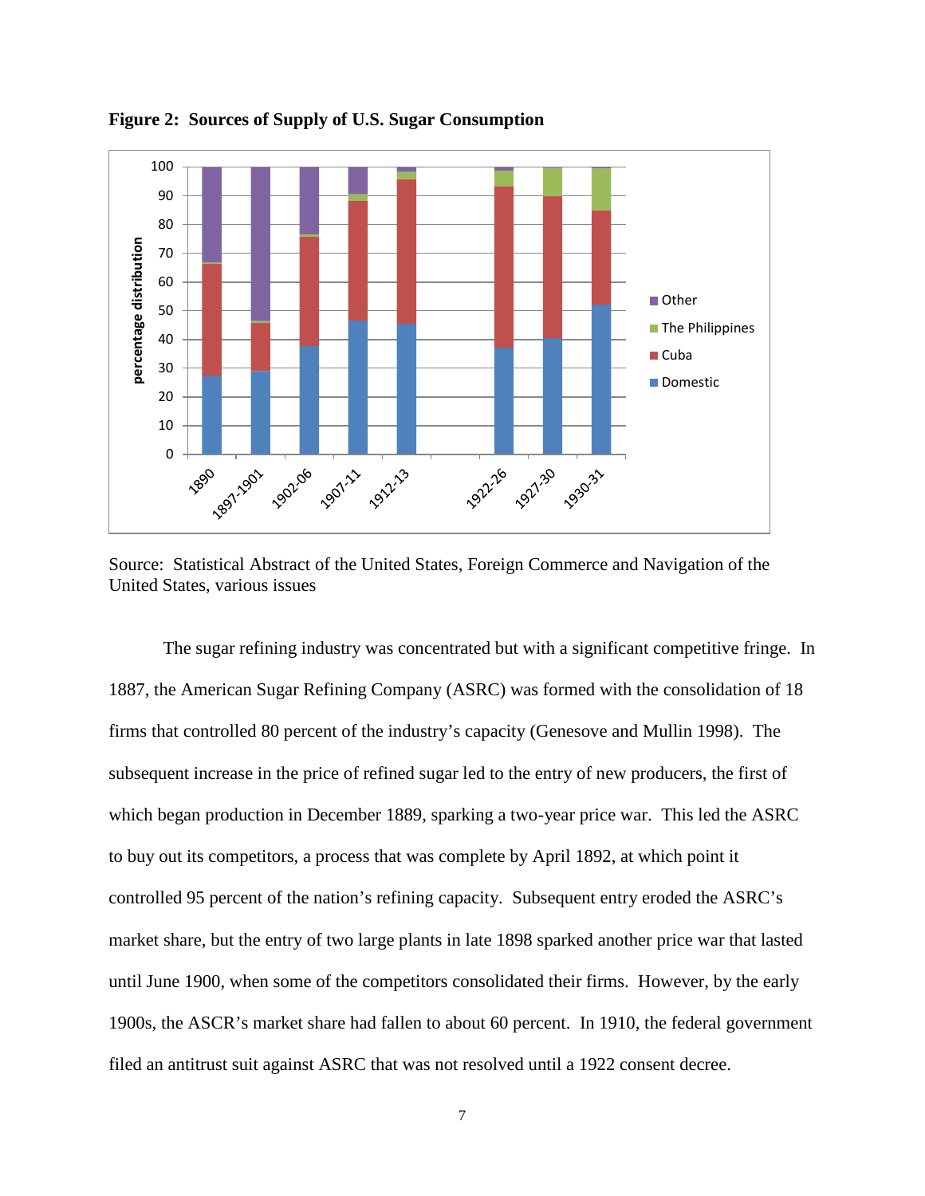**Figure 2: Sources of Supply of U.S. Sugar Consumption**

Source: Statistical Abstract of the United States, Foreign Commerce and Navigation of the United States, various issues

The sugar refining industry was concentrated but with a significant competitive fringe. In 1887, the American Sugar Refining Company (ASRC) was formed with the consolidation of 18 firms that controlled 80 percent of the industry's capacity (Genesove and Mullin 1998). The subsequent increase in the price of refined sugar led to the entry of new producers, the first of which began production in December 1889, sparking a two-year price war. This led the ASRC to buy out its competitors, a process that was complete by April 1892, at which point it controlled 95 percent of the nation's refining capacity. Subsequent entry eroded the ASRC's market share, but the entry of two large plants in late 1898 sparked another price war that lasted until June 1900, when some of the competitors consolidated their firms. However, by the early 1900s, the ASCR's market share had fallen to about 60 percent. In 1910, the federal government filed an antitrust suit against ASRC that was not resolved until a 1922 consent decree.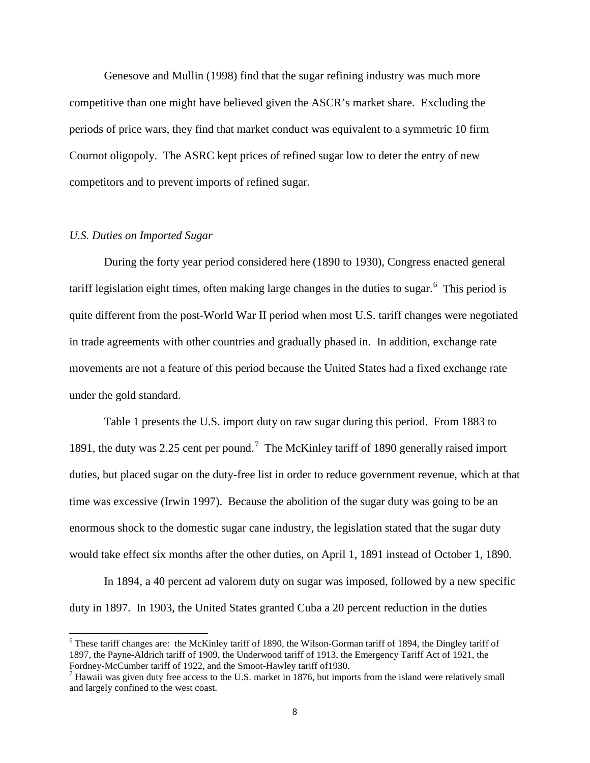Genesove and Mullin (1998) find that the sugar refining industry was much more competitive than one might have believed given the ASCR's market share. Excluding the periods of price wars, they find that market conduct was equivalent to a symmetric 10 firm Cournot oligopoly. The ASRC kept prices of refined sugar low to deter the entry of new competitors and to prevent imports of refined sugar.

*U.S. Duties on Imported Sugar*

During the forty year period considered here (1890 to 1930), Congress enacted general tariff legislation eight times, often making large changes in the duties to sugar.[6] This period is quite different from the post-World War II period when most U.S. tariff changes were negotiated in trade agreements with other countries and gradually phased in. In addition, exchange rate movements are not a feature of this period because the United States had a fixed exchange rate under the gold standard.

Table 1 presents the U.S. import duty on raw sugar during this period. From 1883 to 1891, the duty was 2.25 cent per pound.[7] The McKinley tariff of 1890 generally raised import duties, but placed sugar on the duty-free list in order to reduce government revenue, which at that time was excessive (Irwin 1997). Because the abolition of the sugar duty was going to be an enormous shock to the domestic sugar cane industry, the legislation stated that the sugar duty would take effect six months after the other duties, on April 1, 1891 instead of October 1, 1890.

In 1894, a 40 percent ad valorem duty on sugar was imposed, followed by a new specific duty in 1897. In 1903, the United States granted Cuba a 20 percent reduction in the duties

---

[6] These tariff changes are: the McKinley tariff of 1890, the Wilson-Gorman tariff of 1894, the Dingley tariff of 1897, the Payne-Aldrich tariff of 1909, the Underwood tariff of 1913, the Emergency Tariff Act of 1921, the Fordney-McCumber tariff of 1922, and the Smoot-Hawley tariff of1930.

[7] Hawaii was given duty free access to the U.S. market in 1876, but imports from the island were relatively small and largely confined to the west coast.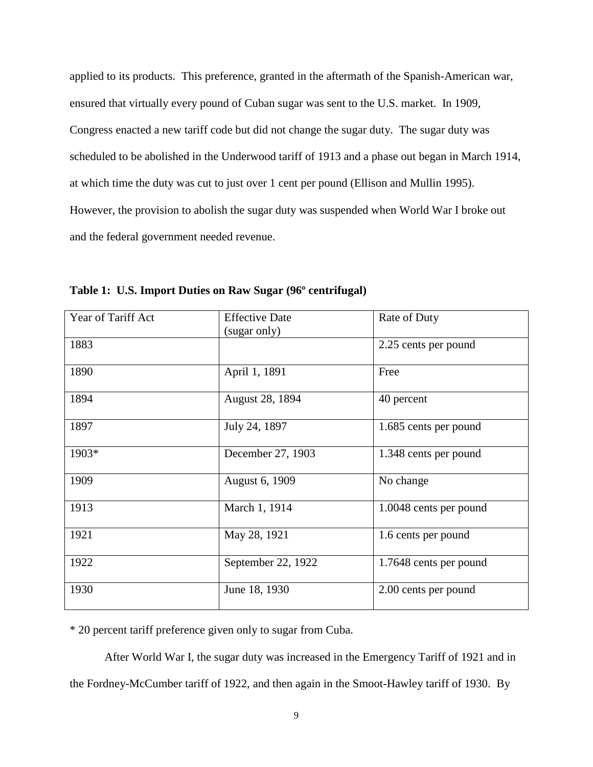applied to its products. This preference, granted in the aftermath of the Spanish-American war, ensured that virtually every pound of Cuban sugar was sent to the U.S. market. In 1909, Congress enacted a new tariff code but did not change the sugar duty. The sugar duty was scheduled to be abolished in the Underwood tariff of 1913 and a phase out began in March 1914, at which time the duty was cut to just over 1 cent per pound (Ellison and Mullin 1995). However, the provision to abolish the sugar duty was suspended when World War I broke out and the federal government needed revenue.

**Table 1: U.S. Import Duties on Raw Sugar (96º centrifugal)**

| Year of Tariff Act | Effective Date (sugar only) | Rate of Duty |
| --- | --- | --- |
| 1883 | | 2.25 cents per pound |
| 1890 | April 1, 1891 | Free |
| 1894 | August 28, 1894 | 40 percent |
| 1897 | July 24, 1897 | 1.685 cents per pound |
| 1903* | December 27, 1903 | 1.348 cents per pound |
| 1909 | August 6, 1909 | No change |
| 1913 | March 1, 1914 | 1.0048 cents per pound |
| 1921 | May 28, 1921 | 1.6 cents per pound |
| 1922 | September 22, 1922 | 1.7648 cents per pound |
| 1930 | June 18, 1930 | 2.00 cents per pound |

* 20 percent tariff preference given only to sugar from Cuba.

After World War I, the sugar duty was increased in the Emergency Tariff of 1921 and in the Fordney-McCumber tariff of 1922, and then again in the Smoot-Hawley tariff of 1930. By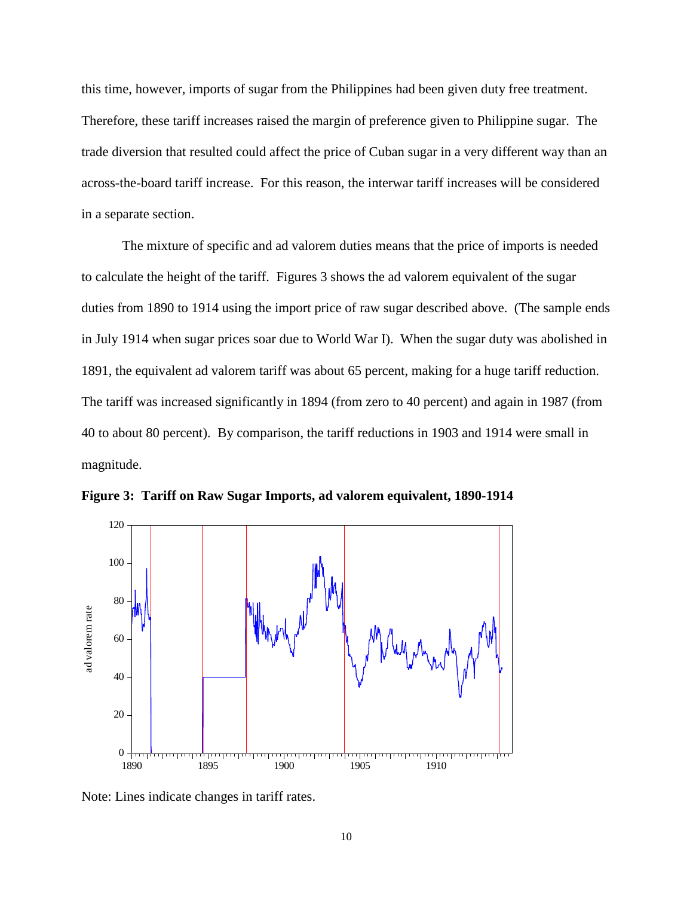this time, however, imports of sugar from the Philippines had been given duty free treatment. Therefore, these tariff increases raised the margin of preference given to Philippine sugar. The trade diversion that resulted could affect the price of Cuban sugar in a very different way than an across-the-board tariff increase. For this reason, the interwar tariff increases will be considered in a separate section.

The mixture of specific and ad valorem duties means that the price of imports is needed to calculate the height of the tariff. Figures 3 shows the ad valorem equivalent of the sugar duties from 1890 to 1914 using the import price of raw sugar described above. (The sample ends in July 1914 when sugar prices soar due to World War I). When the sugar duty was abolished in 1891, the equivalent ad valorem tariff was about 65 percent, making for a huge tariff reduction. The tariff was increased significantly in 1894 (from zero to 40 percent) and again in 1987 (from 40 to about 80 percent). By comparison, the tariff reductions in 1903 and 1914 were small in magnitude.

**Figure 3: Tariff on Raw Sugar Imports, ad valorem equivalent, 1890-1914**

Note: Lines indicate changes in tariff rates.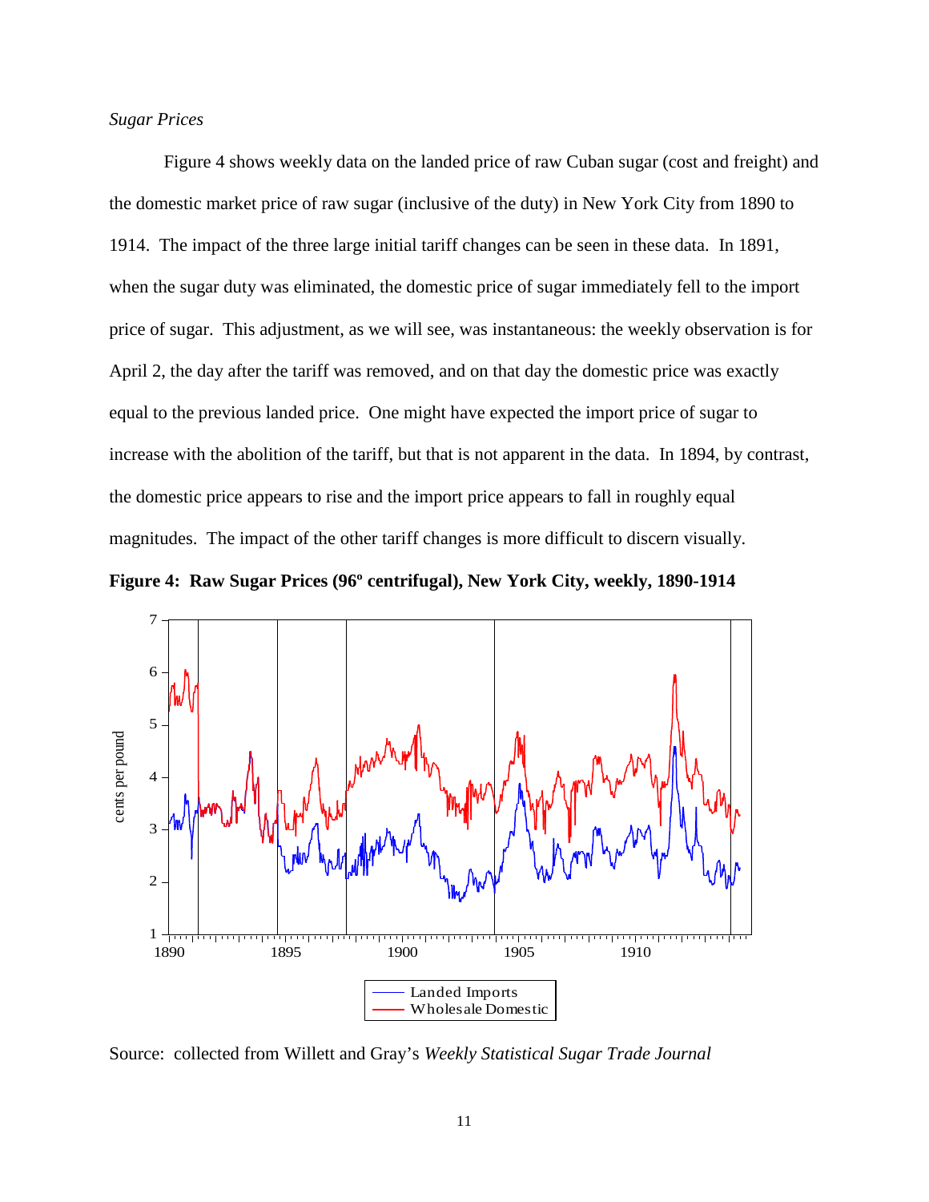*Sugar Prices*

Figure 4 shows weekly data on the landed price of raw Cuban sugar (cost and freight) and the domestic market price of raw sugar (inclusive of the duty) in New York City from 1890 to 1914. The impact of the three large initial tariff changes can be seen in these data. In 1891, when the sugar duty was eliminated, the domestic price of sugar immediately fell to the import price of sugar. This adjustment, as we will see, was instantaneous: the weekly observation is for April 2, the day after the tariff was removed, and on that day the domestic price was exactly equal to the previous landed price. One might have expected the import price of sugar to increase with the abolition of the tariff, but that is not apparent in the data. In 1894, by contrast, the domestic price appears to rise and the import price appears to fall in roughly equal magnitudes. The impact of the other tariff changes is more difficult to discern visually.

**Figure 4: Raw Sugar Prices (96º centrifugal), New York City, weekly, 1890-1914**

Source: collected from Willett and Gray's *Weekly Statistical Sugar Trade Journal*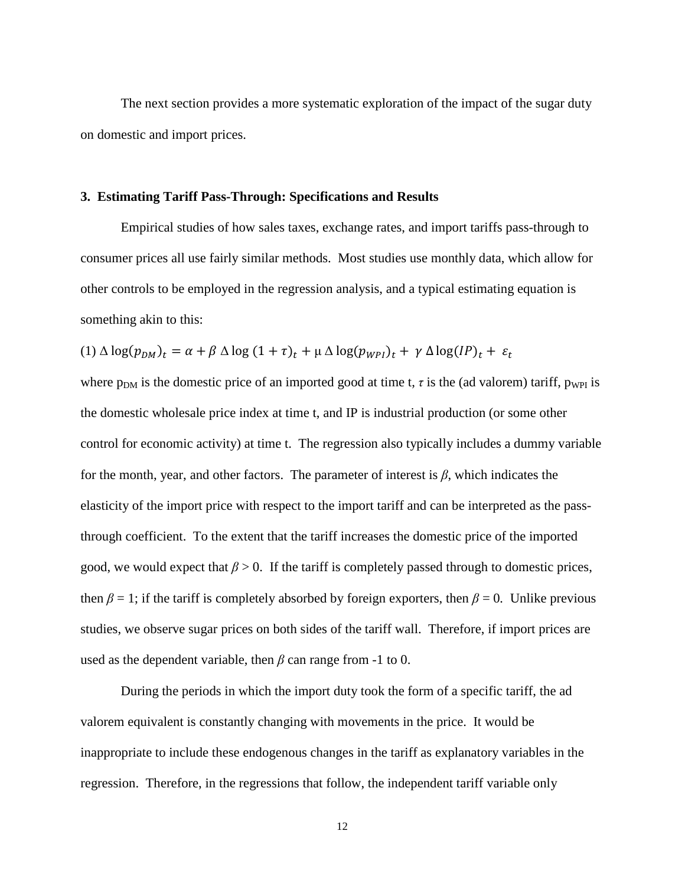The next section provides a more systematic exploration of the impact of the sugar duty on domestic and import prices.

### 3. Estimating Tariff Pass-Through: Specifications and Results

Empirical studies of how sales taxes, exchange rates, and import tariffs pass-through to consumer prices all use fairly similar methods. Most studies use monthly data, which allow for other controls to be employed in the regression analysis, and a typical estimating equation is something akin to this:

$$(1)\ \Delta \log(p_{DM})_t = \alpha + \beta\, \Delta \log\,(1+\tau)_t + \mu\, \Delta \log(p_{WPI})_t + \gamma\, \Delta \log(IP)_t + \varepsilon_t$$

where $p_{DM}$ is the domestic price of an imported good at time t, $\tau$ is the (ad valorem) tariff, $p_{WPI}$ is the domestic wholesale price index at time t, and IP is industrial production (or some other control for economic activity) at time t. The regression also typically includes a dummy variable for the month, year, and other factors. The parameter of interest is $\beta$, which indicates the elasticity of the import price with respect to the import tariff and can be interpreted as the pass-through coefficient. To the extent that the tariff increases the domestic price of the imported good, we would expect that $\beta > 0$. If the tariff is completely passed through to domestic prices, then $\beta = 1$; if the tariff is completely absorbed by foreign exporters, then $\beta = 0$. Unlike previous studies, we observe sugar prices on both sides of the tariff wall. Therefore, if import prices are used as the dependent variable, then $\beta$ can range from -1 to 0.

During the periods in which the import duty took the form of a specific tariff, the ad valorem equivalent is constantly changing with movements in the price. It would be inappropriate to include these endogenous changes in the tariff as explanatory variables in the regression. Therefore, in the regressions that follow, the independent tariff variable only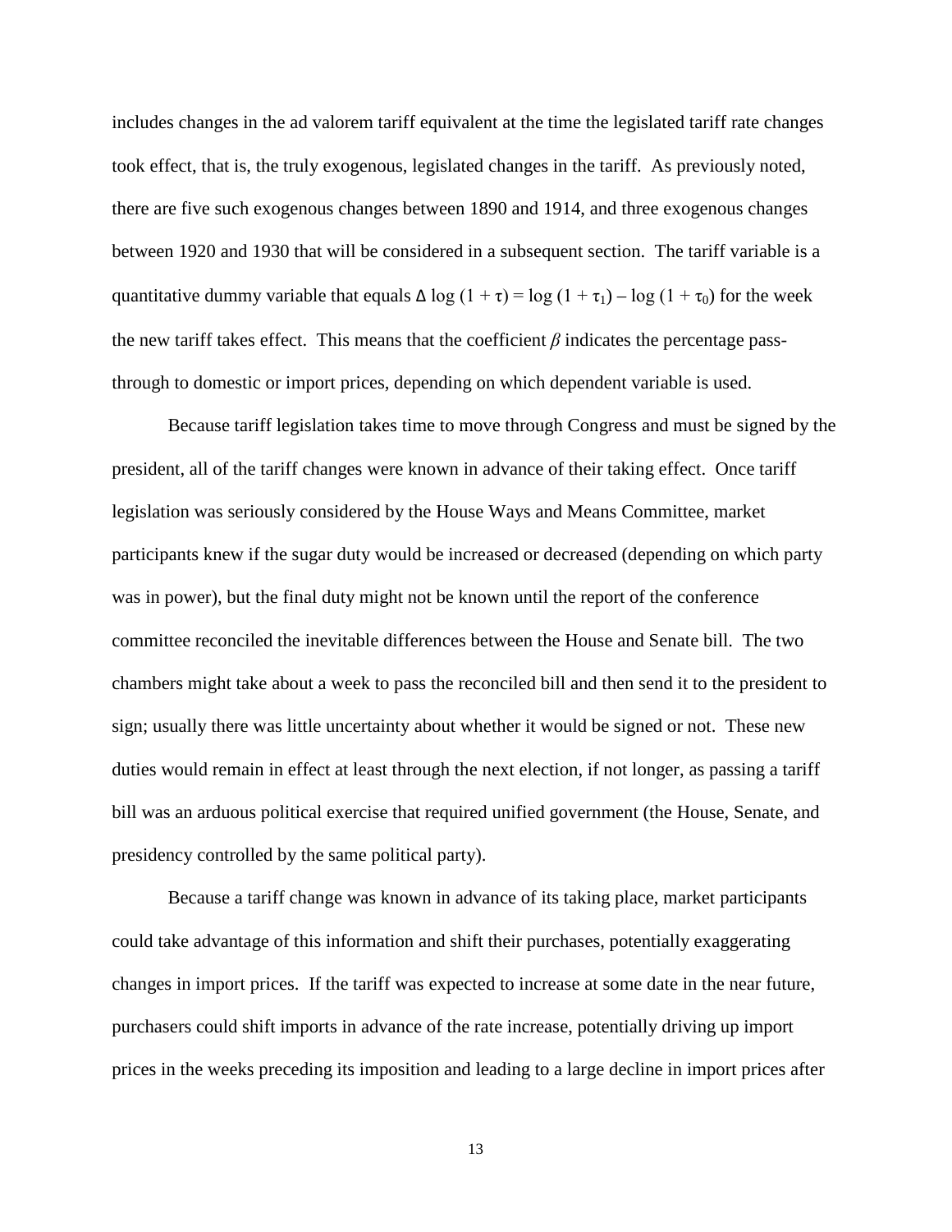includes changes in the ad valorem tariff equivalent at the time the legislated tariff rate changes took effect, that is, the truly exogenous, legislated changes in the tariff. As previously noted, there are five such exogenous changes between 1890 and 1914, and three exogenous changes between 1920 and 1930 that will be considered in a subsequent section. The tariff variable is a quantitative dummy variable that equals $\Delta \log (1 + \tau) = \log (1 + \tau_1) - \log (1 + \tau_0)$ for the week the new tariff takes effect. This means that the coefficient $\beta$ indicates the percentage pass-through to domestic or import prices, depending on which dependent variable is used.

Because tariff legislation takes time to move through Congress and must be signed by the president, all of the tariff changes were known in advance of their taking effect. Once tariff legislation was seriously considered by the House Ways and Means Committee, market participants knew if the sugar duty would be increased or decreased (depending on which party was in power), but the final duty might not be known until the report of the conference committee reconciled the inevitable differences between the House and Senate bill. The two chambers might take about a week to pass the reconciled bill and then send it to the president to sign; usually there was little uncertainty about whether it would be signed or not. These new duties would remain in effect at least through the next election, if not longer, as passing a tariff bill was an arduous political exercise that required unified government (the House, Senate, and presidency controlled by the same political party).

Because a tariff change was known in advance of its taking place, market participants could take advantage of this information and shift their purchases, potentially exaggerating changes in import prices. If the tariff was expected to increase at some date in the near future, purchasers could shift imports in advance of the rate increase, potentially driving up import prices in the weeks preceding its imposition and leading to a large decline in import prices after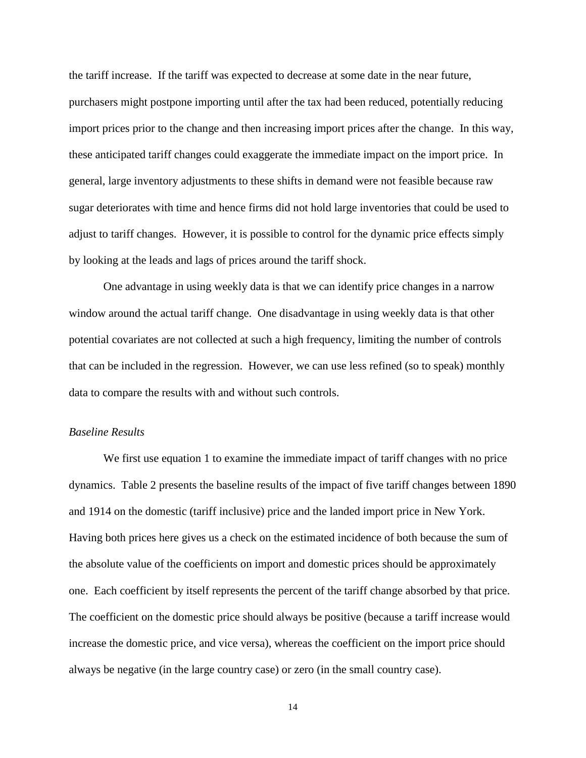the tariff increase. If the tariff was expected to decrease at some date in the near future, purchasers might postpone importing until after the tax had been reduced, potentially reducing import prices prior to the change and then increasing import prices after the change. In this way, these anticipated tariff changes could exaggerate the immediate impact on the import price. In general, large inventory adjustments to these shifts in demand were not feasible because raw sugar deteriorates with time and hence firms did not hold large inventories that could be used to adjust to tariff changes. However, it is possible to control for the dynamic price effects simply by looking at the leads and lags of prices around the tariff shock.

One advantage in using weekly data is that we can identify price changes in a narrow window around the actual tariff change. One disadvantage in using weekly data is that other potential covariates are not collected at such a high frequency, limiting the number of controls that can be included in the regression. However, we can use less refined (so to speak) monthly data to compare the results with and without such controls.

*Baseline Results*

We first use equation 1 to examine the immediate impact of tariff changes with no price dynamics. Table 2 presents the baseline results of the impact of five tariff changes between 1890 and 1914 on the domestic (tariff inclusive) price and the landed import price in New York. Having both prices here gives us a check on the estimated incidence of both because the sum of the absolute value of the coefficients on import and domestic prices should be approximately one. Each coefficient by itself represents the percent of the tariff change absorbed by that price. The coefficient on the domestic price should always be positive (because a tariff increase would increase the domestic price, and vice versa), whereas the coefficient on the import price should always be negative (in the large country case) or zero (in the small country case).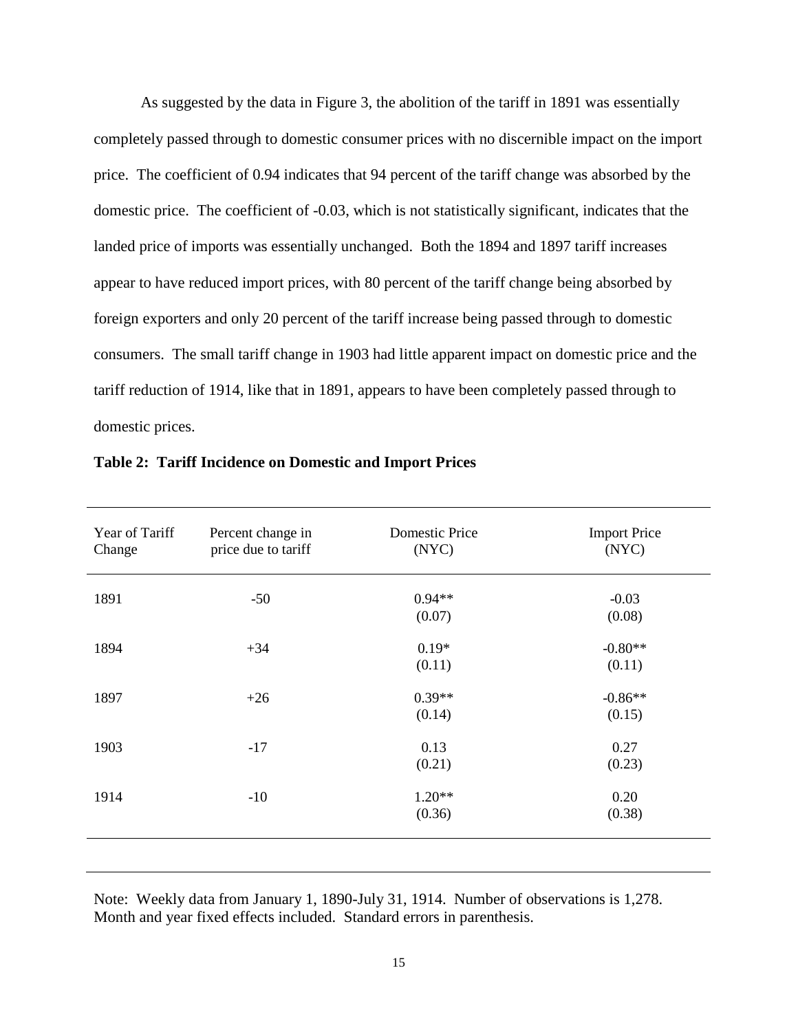As suggested by the data in Figure 3, the abolition of the tariff in 1891 was essentially completely passed through to domestic consumer prices with no discernible impact on the import price. The coefficient of 0.94 indicates that 94 percent of the tariff change was absorbed by the domestic price. The coefficient of -0.03, which is not statistically significant, indicates that the landed price of imports was essentially unchanged. Both the 1894 and 1897 tariff increases appear to have reduced import prices, with 80 percent of the tariff change being absorbed by foreign exporters and only 20 percent of the tariff increase being passed through to domestic consumers. The small tariff change in 1903 had little apparent impact on domestic price and the tariff reduction of 1914, like that in 1891, appears to have been completely passed through to domestic prices.

**Table 2: Tariff Incidence on Domestic and Import Prices**

| Year of Tariff Change | Percent change in price due to tariff | Domestic Price (NYC) | Import Price (NYC) |
|---|---|---|---|
| 1891 | -50 | 0.94** (0.07) | -0.03 (0.08) |
| 1894 | +34 | 0.19* (0.11) | -0.80** (0.11) |
| 1897 | +26 | 0.39** (0.14) | -0.86** (0.15) |
| 1903 | -17 | 0.13 (0.21) | 0.27 (0.23) |
| 1914 | -10 | 1.20** (0.36) | 0.20 (0.38) |

Note: Weekly data from January 1, 1890-July 31, 1914. Number of observations is 1,278. Month and year fixed effects included. Standard errors in parenthesis.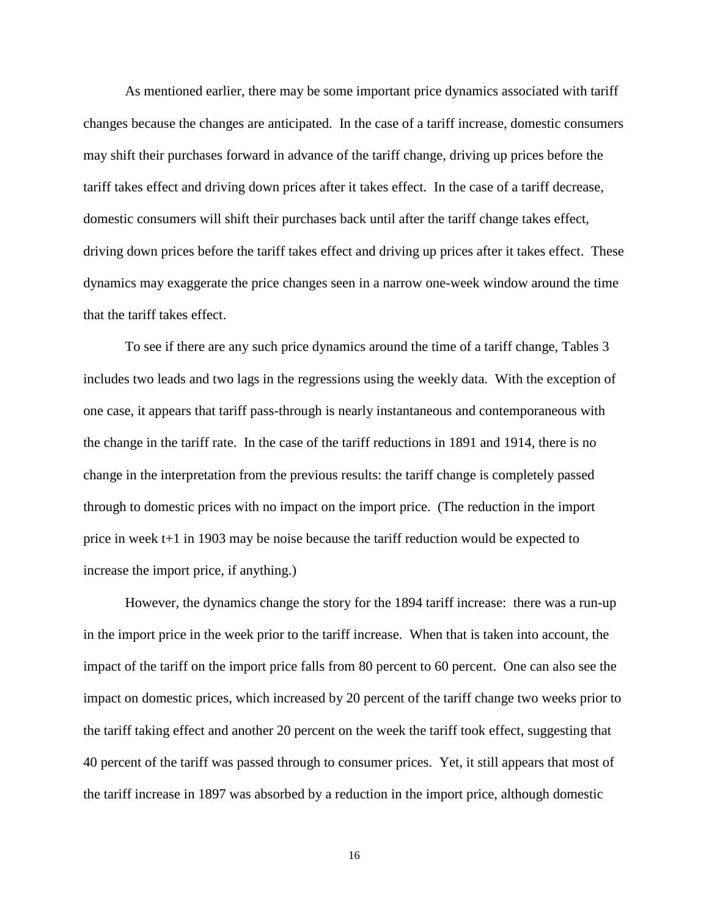As mentioned earlier, there may be some important price dynamics associated with tariff changes because the changes are anticipated. In the case of a tariff increase, domestic consumers may shift their purchases forward in advance of the tariff change, driving up prices before the tariff takes effect and driving down prices after it takes effect. In the case of a tariff decrease, domestic consumers will shift their purchases back until after the tariff change takes effect, driving down prices before the tariff takes effect and driving up prices after it takes effect. These dynamics may exaggerate the price changes seen in a narrow one-week window around the time that the tariff takes effect.

To see if there are any such price dynamics around the time of a tariff change, Tables 3 includes two leads and two lags in the regressions using the weekly data. With the exception of one case, it appears that tariff pass-through is nearly instantaneous and contemporaneous with the change in the tariff rate. In the case of the tariff reductions in 1891 and 1914, there is no change in the interpretation from the previous results: the tariff change is completely passed through to domestic prices with no impact on the import price. (The reduction in the import price in week t+1 in 1903 may be noise because the tariff reduction would be expected to increase the import price, if anything.)

However, the dynamics change the story for the 1894 tariff increase: there was a run-up in the import price in the week prior to the tariff increase. When that is taken into account, the impact of the tariff on the import price falls from 80 percent to 60 percent. One can also see the impact on domestic prices, which increased by 20 percent of the tariff change two weeks prior to the tariff taking effect and another 20 percent on the week the tariff took effect, suggesting that 40 percent of the tariff was passed through to consumer prices. Yet, it still appears that most of the tariff increase in 1897 was absorbed by a reduction in the import price, although domestic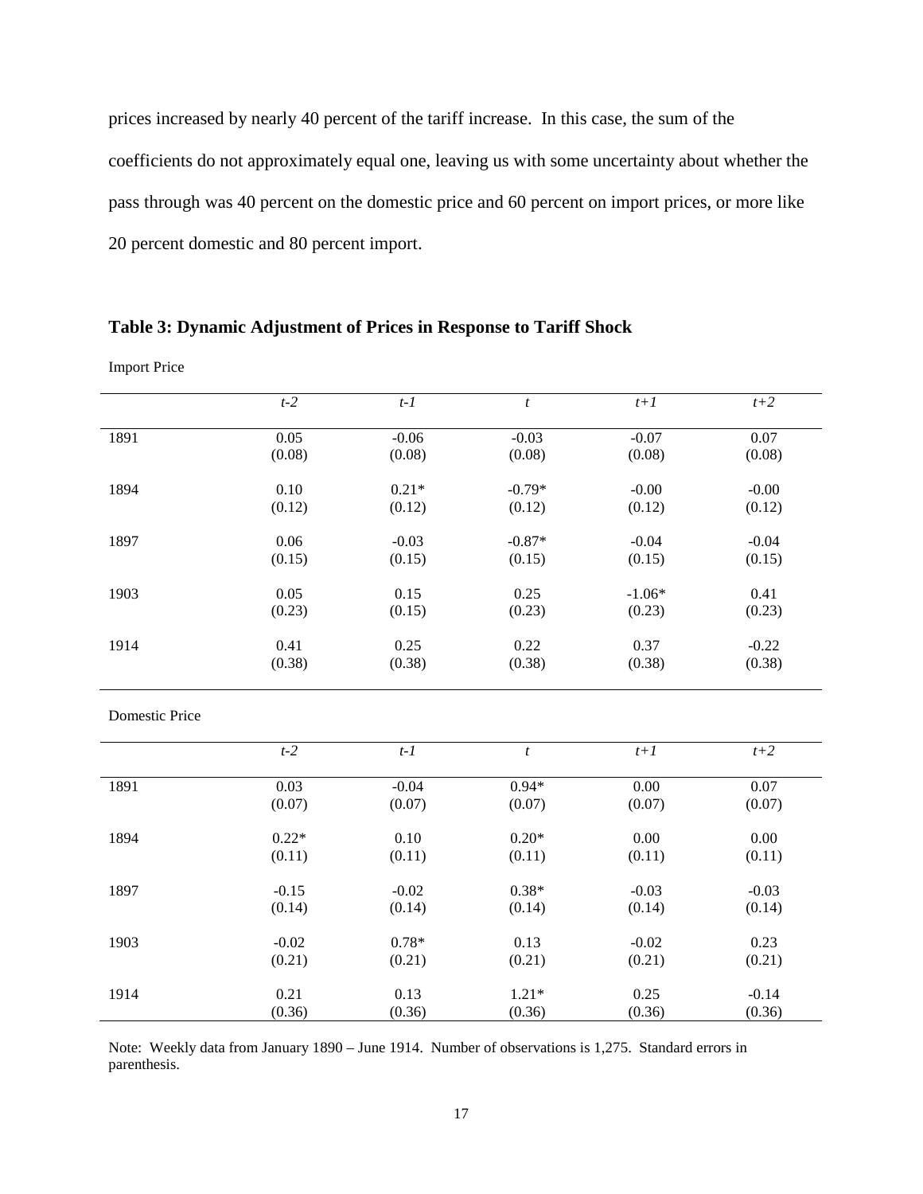prices increased by nearly 40 percent of the tariff increase. In this case, the sum of the coefficients do not approximately equal one, leaving us with some uncertainty about whether the pass through was 40 percent on the domestic price and 60 percent on import prices, or more like 20 percent domestic and 80 percent import.

**Table 3: Dynamic Adjustment of Prices in Response to Tariff Shock**

Import Price

| | *t-2* | *t-1* | *t* | *t+1* | *t+2* |
|---|---|---|---|---|---|
| 1891 | 0.05 | -0.06 | -0.03 | -0.07 | 0.07 |
| | (0.08) | (0.08) | (0.08) | (0.08) | (0.08) |
| 1894 | 0.10 | 0.21* | -0.79* | -0.00 | -0.00 |
| | (0.12) | (0.12) | (0.12) | (0.12) | (0.12) |
| 1897 | 0.06 | -0.03 | -0.87* | -0.04 | -0.04 |
| | (0.15) | (0.15) | (0.15) | (0.15) | (0.15) |
| 1903 | 0.05 | 0.15 | 0.25 | -1.06* | 0.41 |
| | (0.23) | (0.15) | (0.23) | (0.23) | (0.23) |
| 1914 | 0.41 | 0.25 | 0.22 | 0.37 | -0.22 |
| | (0.38) | (0.38) | (0.38) | (0.38) | (0.38) |

Domestic Price

| | *t-2* | *t-1* | *t* | *t+1* | *t+2* |
|---|---|---|---|---|---|
| 1891 | 0.03 | -0.04 | 0.94* | 0.00 | 0.07 |
| | (0.07) | (0.07) | (0.07) | (0.07) | (0.07) |
| 1894 | 0.22* | 0.10 | 0.20* | 0.00 | 0.00 |
| | (0.11) | (0.11) | (0.11) | (0.11) | (0.11) |
| 1897 | -0.15 | -0.02 | 0.38* | -0.03 | -0.03 |
| | (0.14) | (0.14) | (0.14) | (0.14) | (0.14) |
| 1903 | -0.02 | 0.78* | 0.13 | -0.02 | 0.23 |
| | (0.21) | (0.21) | (0.21) | (0.21) | (0.21) |
| 1914 | 0.21 | 0.13 | 1.21* | 0.25 | -0.14 |
| | (0.36) | (0.36) | (0.36) | (0.36) | (0.36) |

Note: Weekly data from January 1890 – June 1914. Number of observations is 1,275. Standard errors in parenthesis.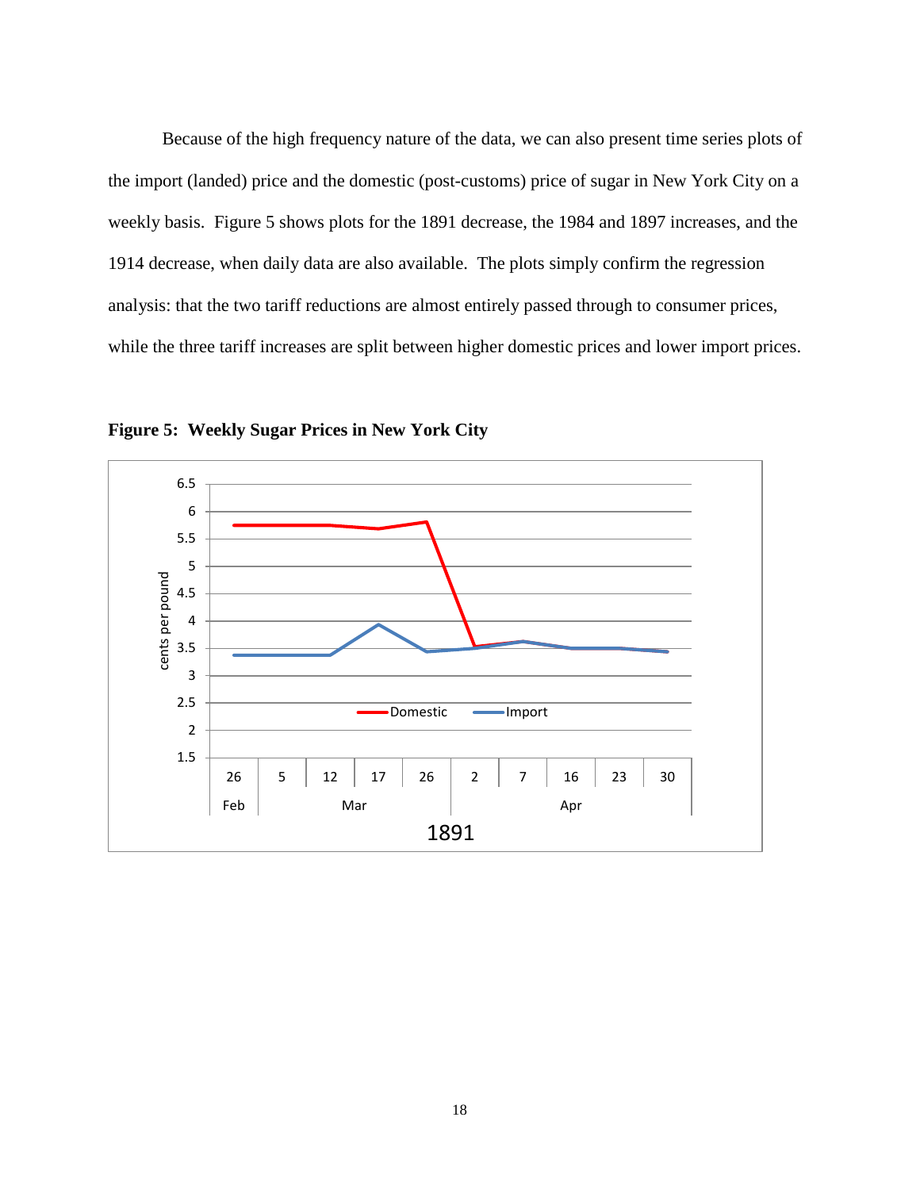Because of the high frequency nature of the data, we can also present time series plots of the import (landed) price and the domestic (post-customs) price of sugar in New York City on a weekly basis. Figure 5 shows plots for the 1891 decrease, the 1984 and 1897 increases, and the 1914 decrease, when daily data are also available. The plots simply confirm the regression analysis: that the two tariff reductions are almost entirely passed through to consumer prices, while the three tariff increases are split between higher domestic prices and lower import prices.

**Figure 5: Weekly Sugar Prices in New York City**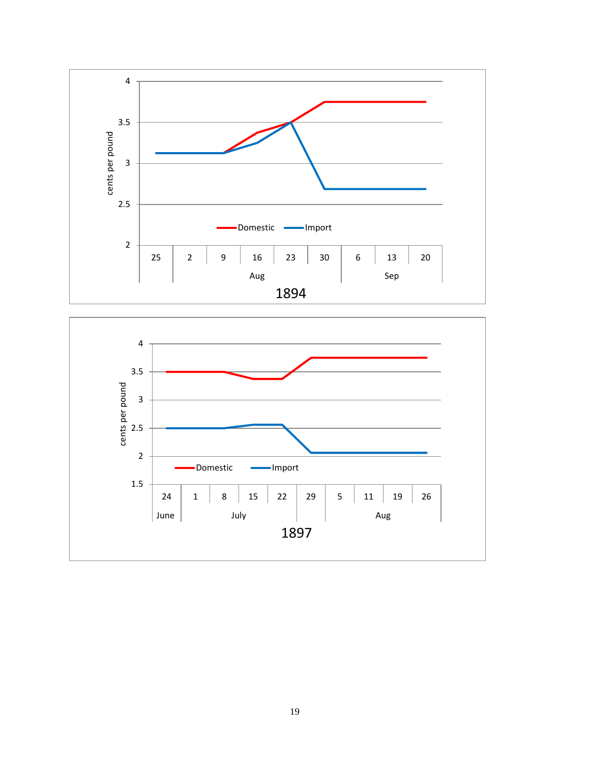cents per pound

Domestic — Import

| 25 | 2 | 9 | 16 | 23 | 30 | 6 | 13 | 20 |
|---|---|---|---|---|---|---|---|---|
| | Aug | | | | | Sep | | |

1894

cents per pound

Domestic — Import

| 24 | 1 | 8 | 15 | 22 | 29 | 5 | 11 | 19 | 26 |
|---|---|---|---|---|---|---|---|---|---|
| June | July | | | | | Aug | | | |

1897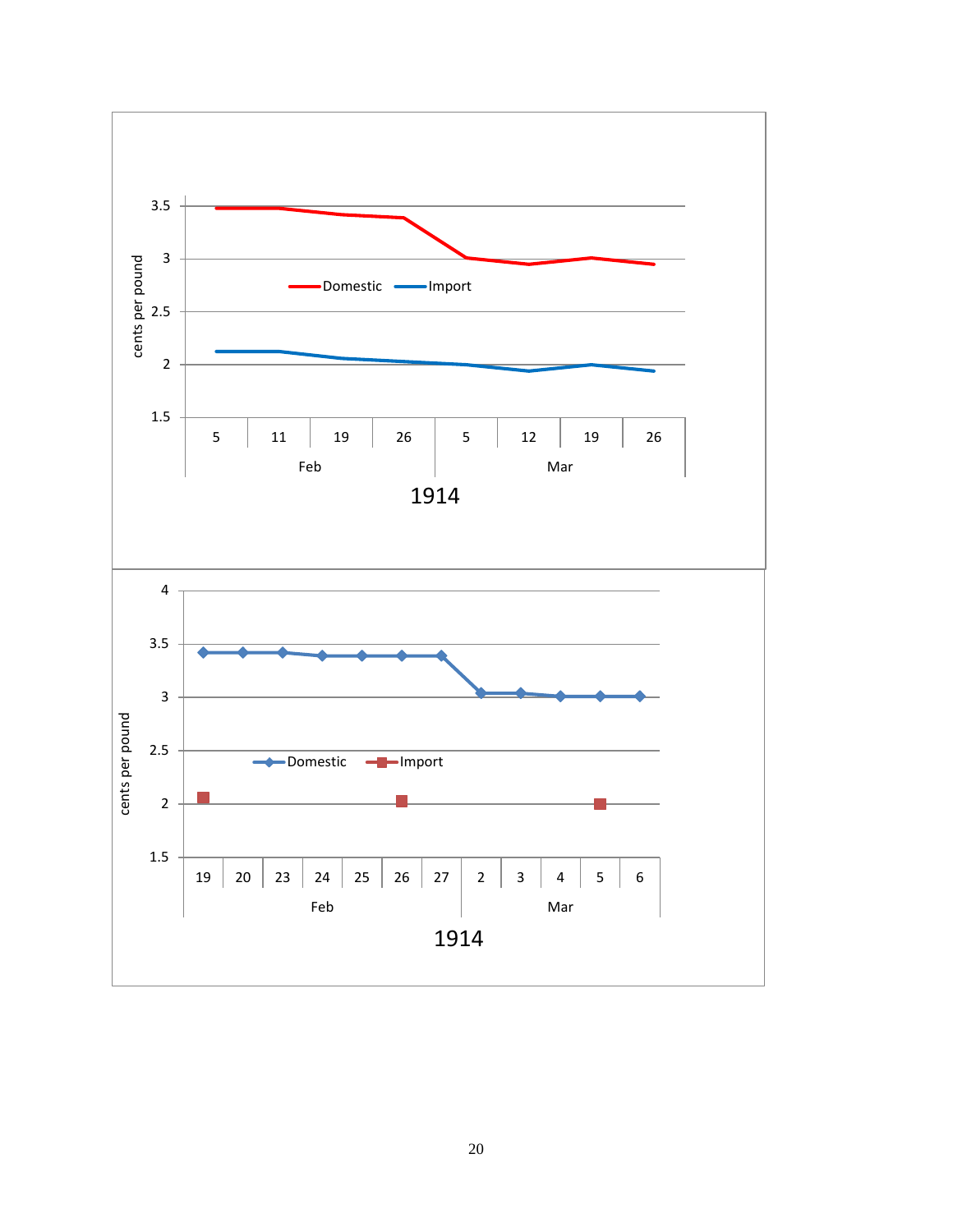cents per pound

3.5
3
2.5
2
1.5

Domestic — Import

| 5 | 11 | 19 | 26 | 5 | 12 | 19 | 26 |
|---|---|---|---|---|---|---|---|
| Feb | | | | Mar | | | |

1914

cents per pound

4
3.5
3
2.5
2
1.5

Domestic — Import

| 19 | 20 | 23 | 24 | 25 | 26 | 27 | 2 | 3 | 4 | 5 | 6 |
|---|---|---|---|---|---|---|---|---|---|---|---|
| Feb | | | | | | | Mar | | | | |

1914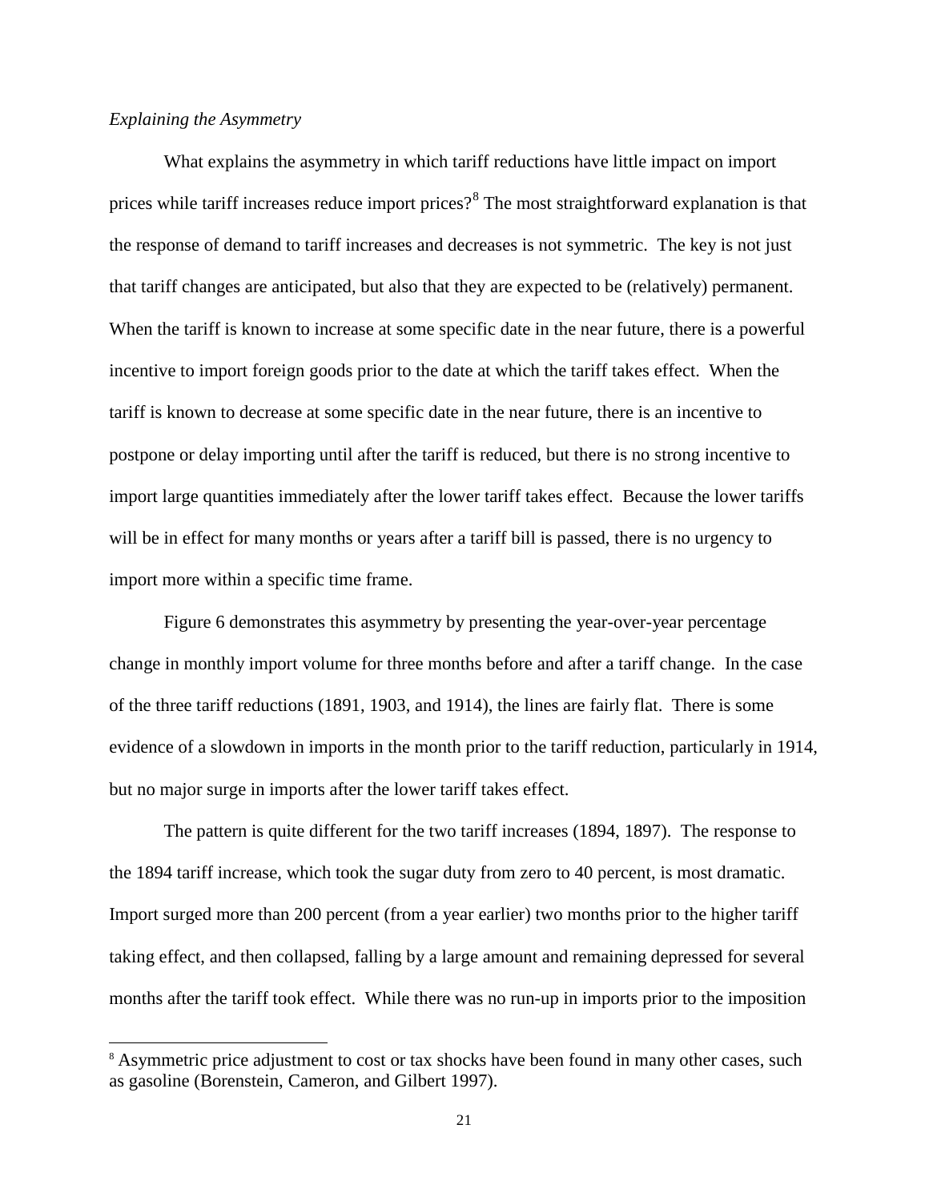*Explaining the Asymmetry*

What explains the asymmetry in which tariff reductions have little impact on import prices while tariff increases reduce import prices?[8] The most straightforward explanation is that the response of demand to tariff increases and decreases is not symmetric. The key is not just that tariff changes are anticipated, but also that they are expected to be (relatively) permanent. When the tariff is known to increase at some specific date in the near future, there is a powerful incentive to import foreign goods prior to the date at which the tariff takes effect. When the tariff is known to decrease at some specific date in the near future, there is an incentive to postpone or delay importing until after the tariff is reduced, but there is no strong incentive to import large quantities immediately after the lower tariff takes effect. Because the lower tariffs will be in effect for many months or years after a tariff bill is passed, there is no urgency to import more within a specific time frame.

Figure 6 demonstrates this asymmetry by presenting the year-over-year percentage change in monthly import volume for three months before and after a tariff change. In the case of the three tariff reductions (1891, 1903, and 1914), the lines are fairly flat. There is some evidence of a slowdown in imports in the month prior to the tariff reduction, particularly in 1914, but no major surge in imports after the lower tariff takes effect.

The pattern is quite different for the two tariff increases (1894, 1897). The response to the 1894 tariff increase, which took the sugar duty from zero to 40 percent, is most dramatic. Import surged more than 200 percent (from a year earlier) two months prior to the higher tariff taking effect, and then collapsed, falling by a large amount and remaining depressed for several months after the tariff took effect. While there was no run-up in imports prior to the imposition

[8] Asymmetric price adjustment to cost or tax shocks have been found in many other cases, such as gasoline (Borenstein, Cameron, and Gilbert 1997).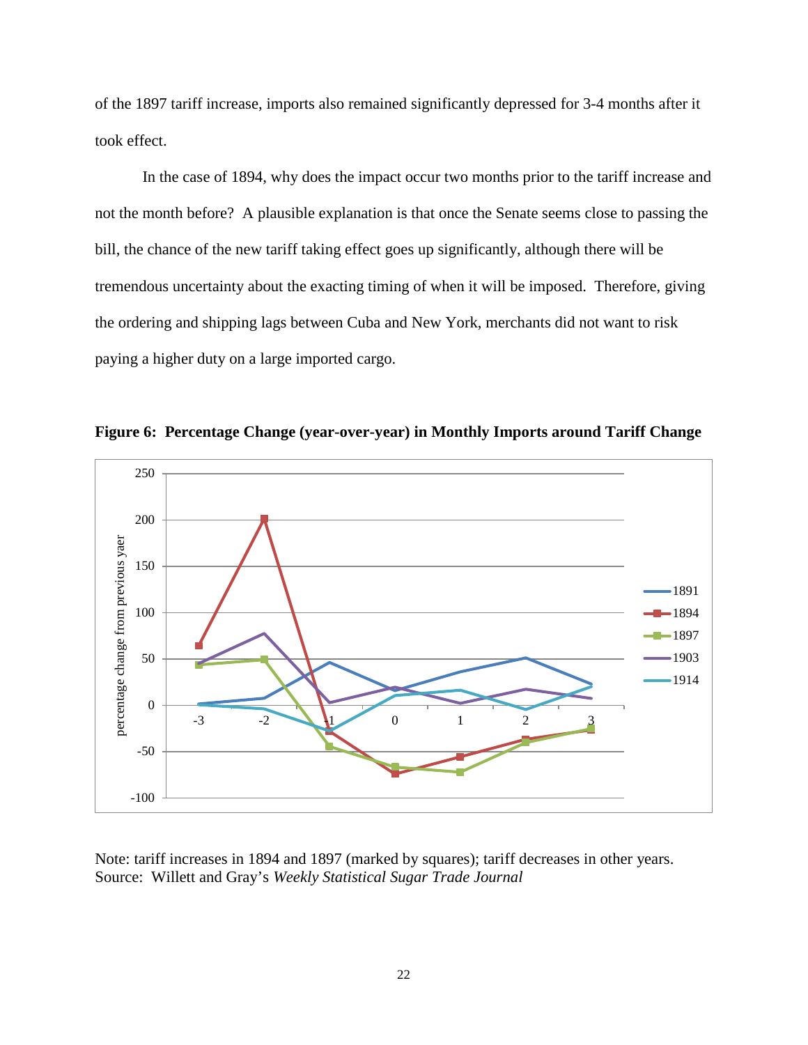of the 1897 tariff increase, imports also remained significantly depressed for 3-4 months after it took effect.

In the case of 1894, why does the impact occur two months prior to the tariff increase and not the month before? A plausible explanation is that once the Senate seems close to passing the bill, the chance of the new tariff taking effect goes up significantly, although there will be tremendous uncertainty about the exacting timing of when it will be imposed. Therefore, giving the ordering and shipping lags between Cuba and New York, merchants did not want to risk paying a higher duty on a large imported cargo.

**Figure 6: Percentage Change (year-over-year) in Monthly Imports around Tariff Change**

Note: tariff increases in 1894 and 1897 (marked by squares); tariff decreases in other years.
Source: Willett and Gray's *Weekly Statistical Sugar Trade Journal*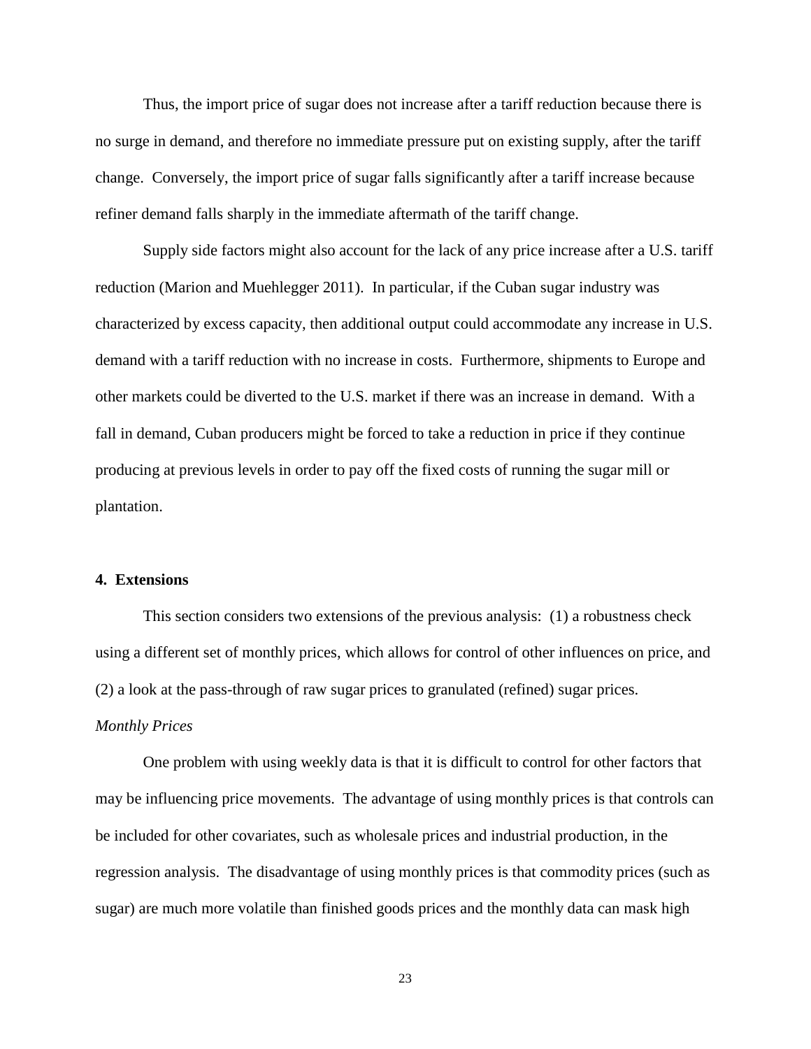Thus, the import price of sugar does not increase after a tariff reduction because there is no surge in demand, and therefore no immediate pressure put on existing supply, after the tariff change. Conversely, the import price of sugar falls significantly after a tariff increase because refiner demand falls sharply in the immediate aftermath of the tariff change.

Supply side factors might also account for the lack of any price increase after a U.S. tariff reduction (Marion and Muehlegger 2011). In particular, if the Cuban sugar industry was characterized by excess capacity, then additional output could accommodate any increase in U.S. demand with a tariff reduction with no increase in costs. Furthermore, shipments to Europe and other markets could be diverted to the U.S. market if there was an increase in demand. With a fall in demand, Cuban producers might be forced to take a reduction in price if they continue producing at previous levels in order to pay off the fixed costs of running the sugar mill or plantation.

## 4. Extensions

This section considers two extensions of the previous analysis: (1) a robustness check using a different set of monthly prices, which allows for control of other influences on price, and (2) a look at the pass-through of raw sugar prices to granulated (refined) sugar prices.

*Monthly Prices*

One problem with using weekly data is that it is difficult to control for other factors that may be influencing price movements. The advantage of using monthly prices is that controls can be included for other covariates, such as wholesale prices and industrial production, in the regression analysis. The disadvantage of using monthly prices is that commodity prices (such as sugar) are much more volatile than finished goods prices and the monthly data can mask high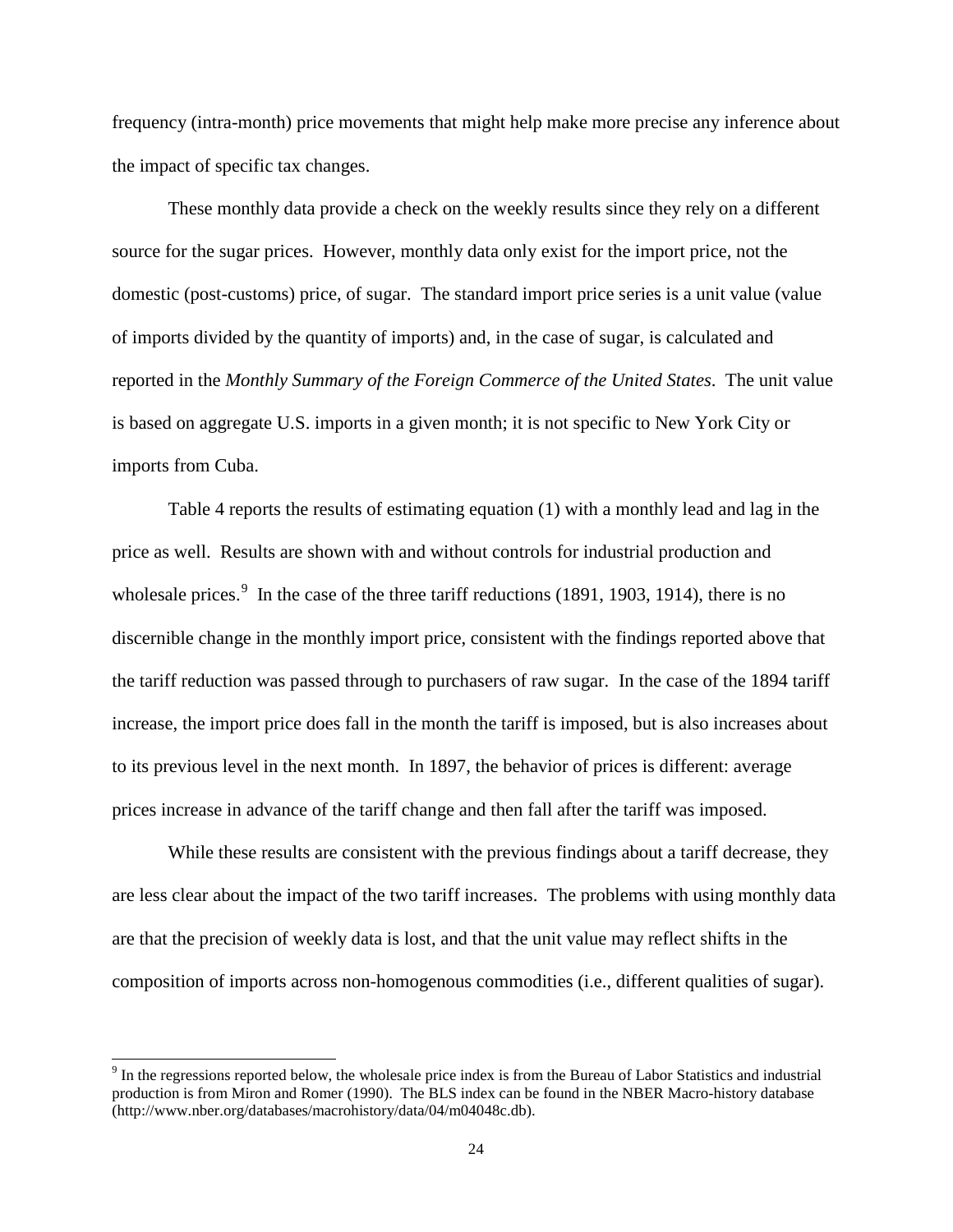frequency (intra-month) price movements that might help make more precise any inference about the impact of specific tax changes.

These monthly data provide a check on the weekly results since they rely on a different source for the sugar prices. However, monthly data only exist for the import price, not the domestic (post-customs) price, of sugar. The standard import price series is a unit value (value of imports divided by the quantity of imports) and, in the case of sugar, is calculated and reported in the *Monthly Summary of the Foreign Commerce of the United States*. The unit value is based on aggregate U.S. imports in a given month; it is not specific to New York City or imports from Cuba.

Table 4 reports the results of estimating equation (1) with a monthly lead and lag in the price as well. Results are shown with and without controls for industrial production and wholesale prices.[9] In the case of the three tariff reductions (1891, 1903, 1914), there is no discernible change in the monthly import price, consistent with the findings reported above that the tariff reduction was passed through to purchasers of raw sugar. In the case of the 1894 tariff increase, the import price does fall in the month the tariff is imposed, but is also increases about to its previous level in the next month. In 1897, the behavior of prices is different: average prices increase in advance of the tariff change and then fall after the tariff was imposed.

While these results are consistent with the previous findings about a tariff decrease, they are less clear about the impact of the two tariff increases. The problems with using monthly data are that the precision of weekly data is lost, and that the unit value may reflect shifts in the composition of imports across non-homogenous commodities (i.e., different qualities of sugar).

[9] In the regressions reported below, the wholesale price index is from the Bureau of Labor Statistics and industrial production is from Miron and Romer (1990). The BLS index can be found in the NBER Macro-history database (http://www.nber.org/databases/macrohistory/data/04/m04048c.db).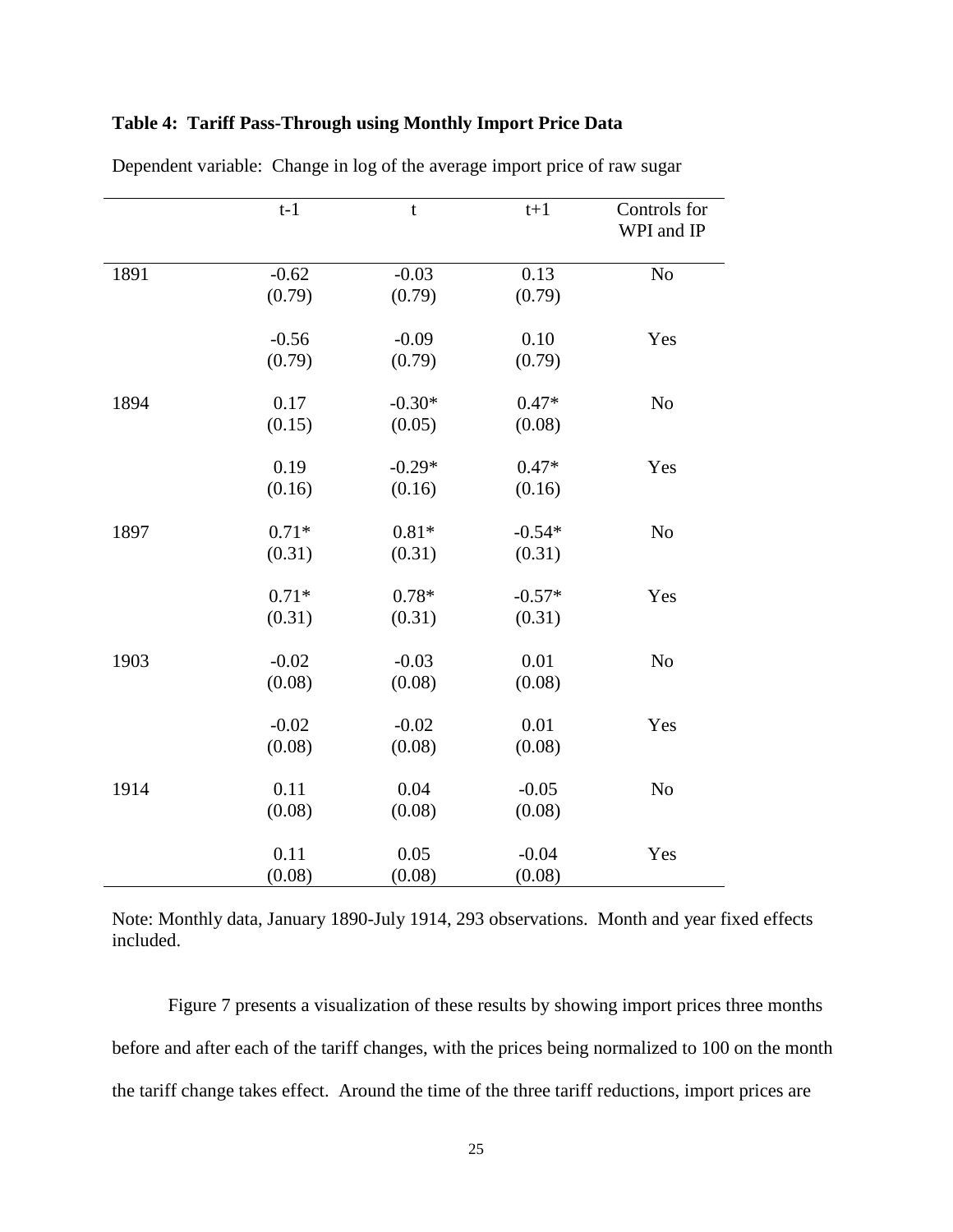**Table 4: Tariff Pass-Through using Monthly Import Price Data**

Dependent variable: Change in log of the average import price of raw sugar

| | t-1 | t | t+1 | Controls for WPI and IP |
|---|---|---|---|---|
| 1891 | -0.62 | -0.03 | 0.13 | No |
| | (0.79) | (0.79) | (0.79) | |
| | -0.56 | -0.09 | 0.10 | Yes |
| | (0.79) | (0.79) | (0.79) | |
| 1894 | 0.17 | -0.30* | 0.47* | No |
| | (0.15) | (0.05) | (0.08) | |
| | 0.19 | -0.29* | 0.47* | Yes |
| | (0.16) | (0.16) | (0.16) | |
| 1897 | 0.71* | 0.81* | -0.54* | No |
| | (0.31) | (0.31) | (0.31) | |
| | 0.71* | 0.78* | -0.57* | Yes |
| | (0.31) | (0.31) | (0.31) | |
| 1903 | -0.02 | -0.03 | 0.01 | No |
| | (0.08) | (0.08) | (0.08) | |
| | -0.02 | -0.02 | 0.01 | Yes |
| | (0.08) | (0.08) | (0.08) | |
| 1914 | 0.11 | 0.04 | -0.05 | No |
| | (0.08) | (0.08) | (0.08) | |
| | 0.11 | 0.05 | -0.04 | Yes |
| | (0.08) | (0.08) | (0.08) | |

Note: Monthly data, January 1890-July 1914, 293 observations. Month and year fixed effects included.

Figure 7 presents a visualization of these results by showing import prices three months before and after each of the tariff changes, with the prices being normalized to 100 on the month the tariff change takes effect. Around the time of the three tariff reductions, import prices are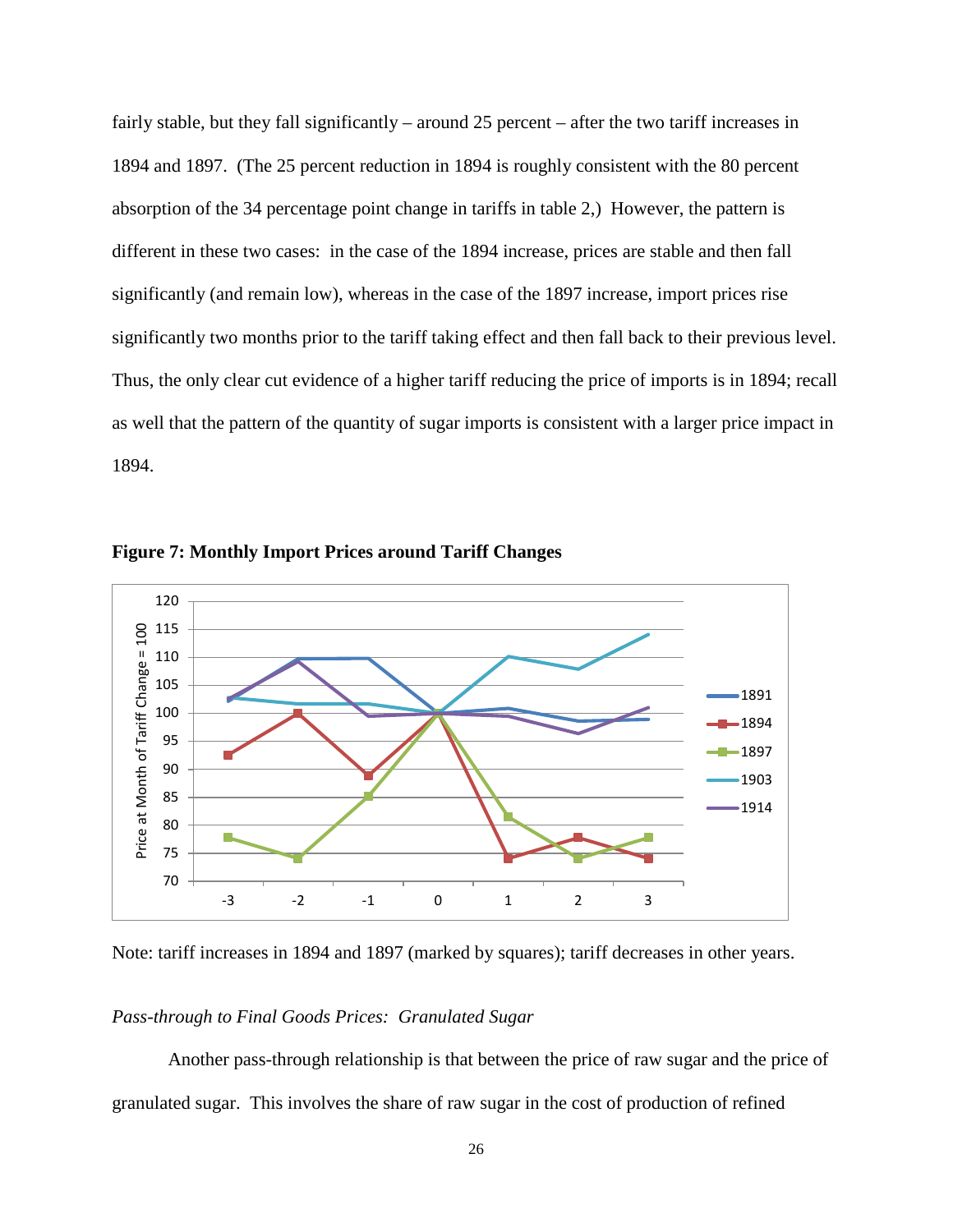fairly stable, but they fall significantly – around 25 percent – after the two tariff increases in 1894 and 1897. (The 25 percent reduction in 1894 is roughly consistent with the 80 percent absorption of the 34 percentage point change in tariffs in table 2,) However, the pattern is different in these two cases: in the case of the 1894 increase, prices are stable and then fall significantly (and remain low), whereas in the case of the 1897 increase, import prices rise significantly two months prior to the tariff taking effect and then fall back to their previous level. Thus, the only clear cut evidence of a higher tariff reducing the price of imports is in 1894; recall as well that the pattern of the quantity of sugar imports is consistent with a larger price impact in 1894.

**Figure 7: Monthly Import Prices around Tariff Changes**

Note: tariff increases in 1894 and 1897 (marked by squares); tariff decreases in other years.

*Pass-through to Final Goods Prices: Granulated Sugar*

Another pass-through relationship is that between the price of raw sugar and the price of granulated sugar. This involves the share of raw sugar in the cost of production of refined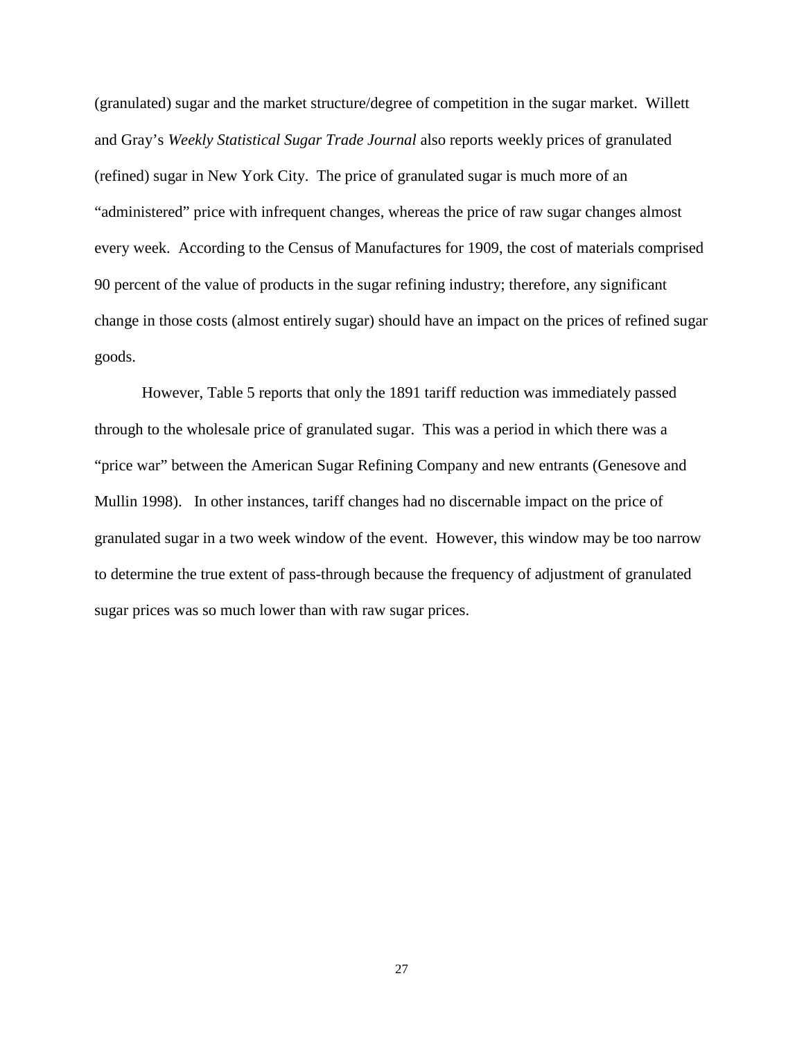(granulated) sugar and the market structure/degree of competition in the sugar market. Willett and Gray's *Weekly Statistical Sugar Trade Journal* also reports weekly prices of granulated (refined) sugar in New York City. The price of granulated sugar is much more of an "administered" price with infrequent changes, whereas the price of raw sugar changes almost every week. According to the Census of Manufactures for 1909, the cost of materials comprised 90 percent of the value of products in the sugar refining industry; therefore, any significant change in those costs (almost entirely sugar) should have an impact on the prices of refined sugar goods.

However, Table 5 reports that only the 1891 tariff reduction was immediately passed through to the wholesale price of granulated sugar. This was a period in which there was a "price war" between the American Sugar Refining Company and new entrants (Genesove and Mullin 1998). In other instances, tariff changes had no discernable impact on the price of granulated sugar in a two week window of the event. However, this window may be too narrow to determine the true extent of pass-through because the frequency of adjustment of granulated sugar prices was so much lower than with raw sugar prices.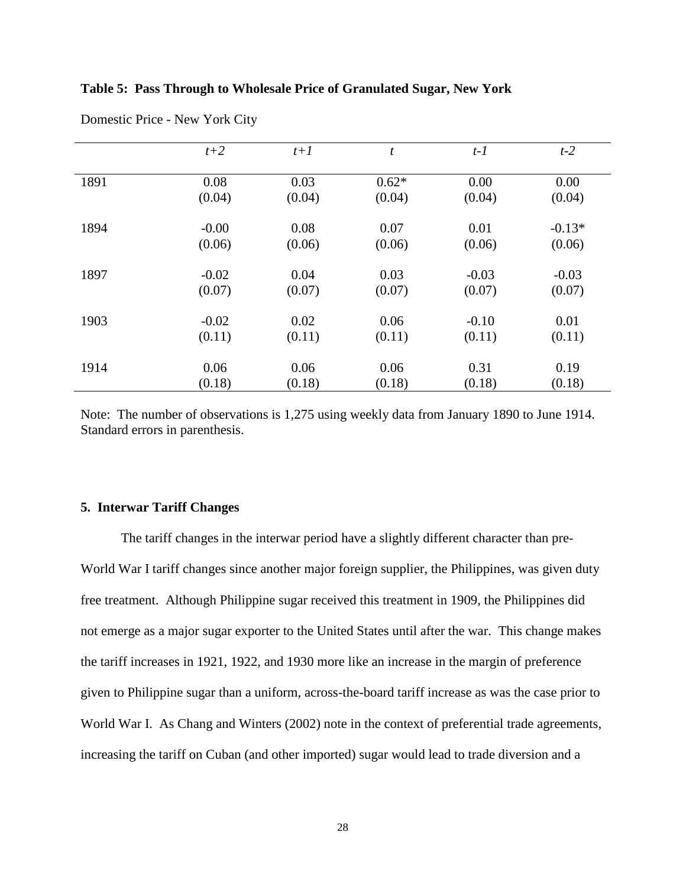**Table 5: Pass Through to Wholesale Price of Granulated Sugar, New York**

Domestic Price - New York City

| | *t+2* | *t+1* | *t* | *t-1* | *t-2* |
|---|---|---|---|---|---|
| 1891 | 0.08 | 0.03 | 0.62* | 0.00 | 0.00 |
| | (0.04) | (0.04) | (0.04) | (0.04) | (0.04) |
| 1894 | -0.00 | 0.08 | 0.07 | 0.01 | -0.13* |
| | (0.06) | (0.06) | (0.06) | (0.06) | (0.06) |
| 1897 | -0.02 | 0.04 | 0.03 | -0.03 | -0.03 |
| | (0.07) | (0.07) | (0.07) | (0.07) | (0.07) |
| 1903 | -0.02 | 0.02 | 0.06 | -0.10 | 0.01 |
| | (0.11) | (0.11) | (0.11) | (0.11) | (0.11) |
| 1914 | 0.06 | 0.06 | 0.06 | 0.31 | 0.19 |
| | (0.18) | (0.18) | (0.18) | (0.18) | (0.18) |

Note: The number of observations is 1,275 using weekly data from January 1890 to June 1914. Standard errors in parenthesis.

## 5. Interwar Tariff Changes

The tariff changes in the interwar period have a slightly different character than pre-World War I tariff changes since another major foreign supplier, the Philippines, was given duty free treatment. Although Philippine sugar received this treatment in 1909, the Philippines did not emerge as a major sugar exporter to the United States until after the war. This change makes the tariff increases in 1921, 1922, and 1930 more like an increase in the margin of preference given to Philippine sugar than a uniform, across-the-board tariff increase as was the case prior to World War I. As Chang and Winters (2002) note in the context of preferential trade agreements, increasing the tariff on Cuban (and other imported) sugar would lead to trade diversion and a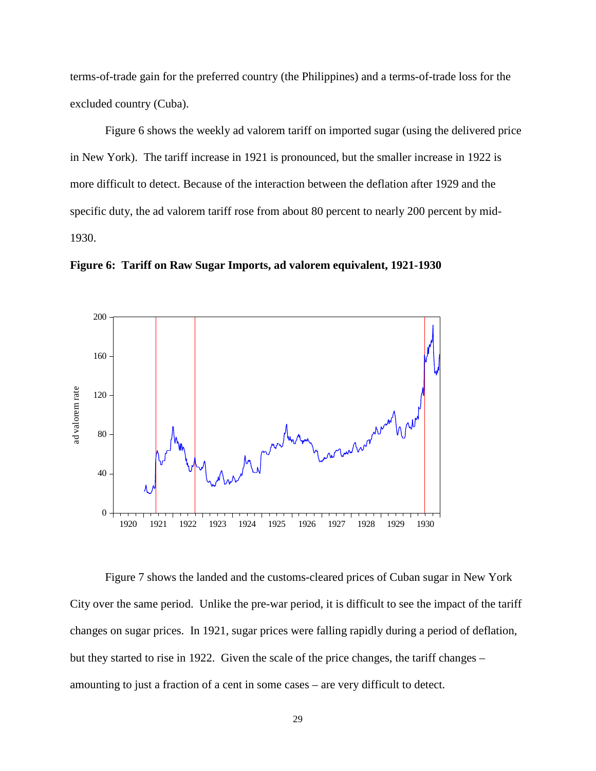terms-of-trade gain for the preferred country (the Philippines) and a terms-of-trade loss for the excluded country (Cuba).

Figure 6 shows the weekly ad valorem tariff on imported sugar (using the delivered price in New York). The tariff increase in 1921 is pronounced, but the smaller increase in 1922 is more difficult to detect. Because of the interaction between the deflation after 1929 and the specific duty, the ad valorem tariff rose from about 80 percent to nearly 200 percent by mid-1930.

**Figure 6: Tariff on Raw Sugar Imports, ad valorem equivalent, 1921-1930**

Figure 7 shows the landed and the customs-cleared prices of Cuban sugar in New York City over the same period. Unlike the pre-war period, it is difficult to see the impact of the tariff changes on sugar prices. In 1921, sugar prices were falling rapidly during a period of deflation, but they started to rise in 1922. Given the scale of the price changes, the tariff changes – amounting to just a fraction of a cent in some cases – are very difficult to detect.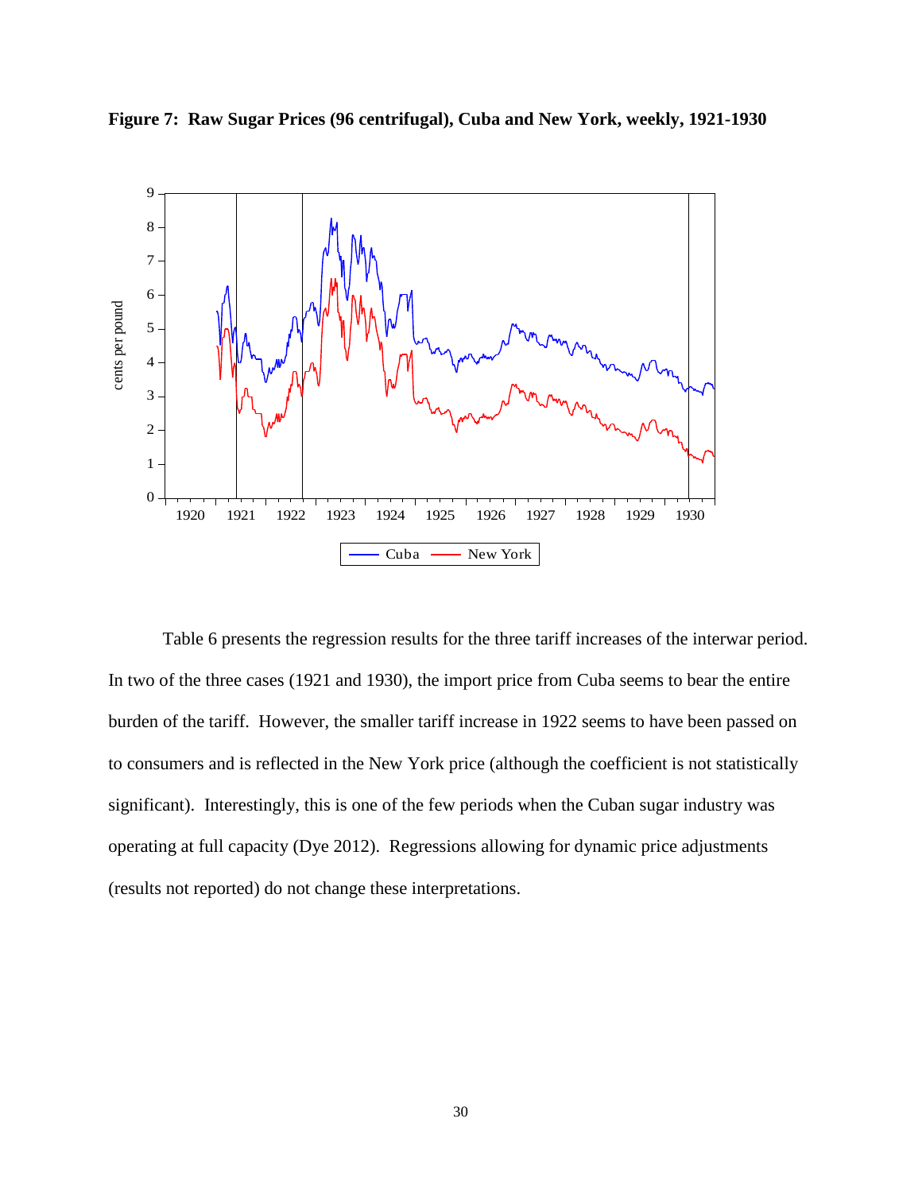**Figure 7: Raw Sugar Prices (96 centrifugal), Cuba and New York, weekly, 1921-1930**

Table 6 presents the regression results for the three tariff increases of the interwar period. In two of the three cases (1921 and 1930), the import price from Cuba seems to bear the entire burden of the tariff. However, the smaller tariff increase in 1922 seems to have been passed on to consumers and is reflected in the New York price (although the coefficient is not statistically significant). Interestingly, this is one of the few periods when the Cuban sugar industry was operating at full capacity (Dye 2012). Regressions allowing for dynamic price adjustments (results not reported) do not change these interpretations.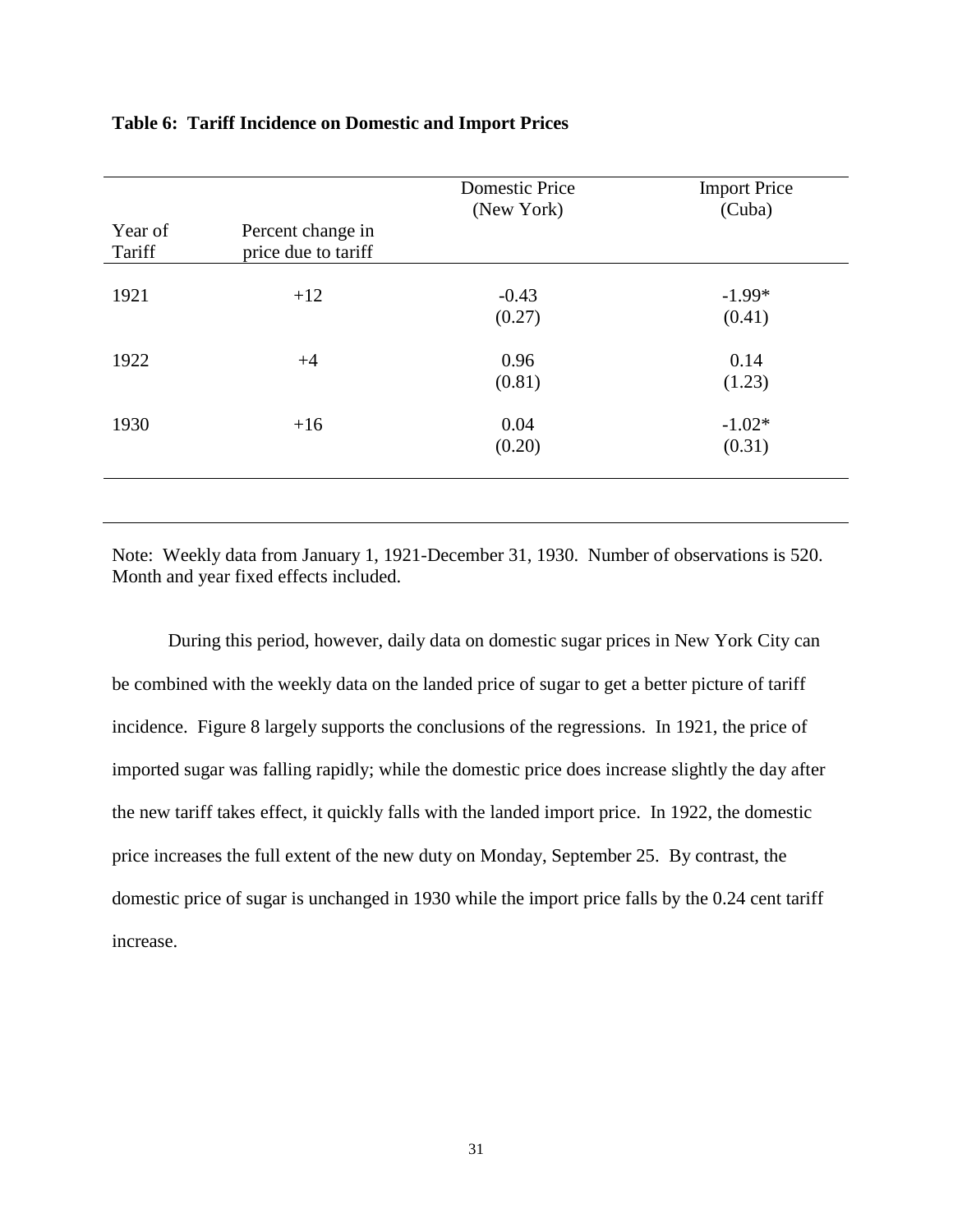**Table 6: Tariff Incidence on Domestic and Import Prices**

| Year of Tariff | Percent change in price due to tariff | Domestic Price (New York) | Import Price (Cuba) |
|---|---|---|---|
| 1921 | +12 | -0.43 | -1.99* |
| | | (0.27) | (0.41) |
| 1922 | +4 | 0.96 | 0.14 |
| | | (0.81) | (1.23) |
| 1930 | +16 | 0.04 | -1.02* |
| | | (0.20) | (0.31) |

Note: Weekly data from January 1, 1921-December 31, 1930. Number of observations is 520. Month and year fixed effects included.

During this period, however, daily data on domestic sugar prices in New York City can be combined with the weekly data on the landed price of sugar to get a better picture of tariff incidence. Figure 8 largely supports the conclusions of the regressions. In 1921, the price of imported sugar was falling rapidly; while the domestic price does increase slightly the day after the new tariff takes effect, it quickly falls with the landed import price. In 1922, the domestic price increases the full extent of the new duty on Monday, September 25. By contrast, the domestic price of sugar is unchanged in 1930 while the import price falls by the 0.24 cent tariff increase.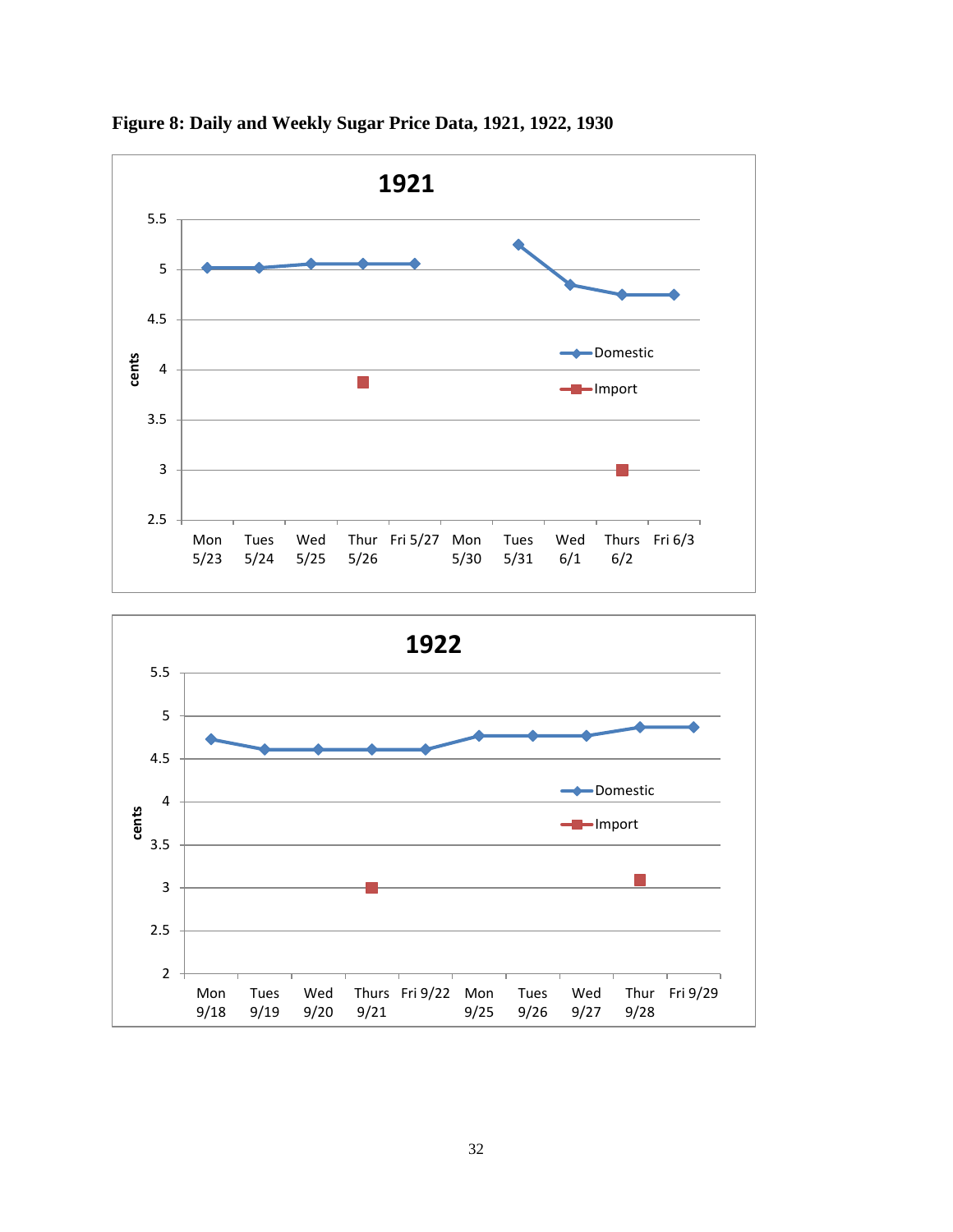**Figure 8: Daily and Weekly Sugar Price Data, 1921, 1922, 1930**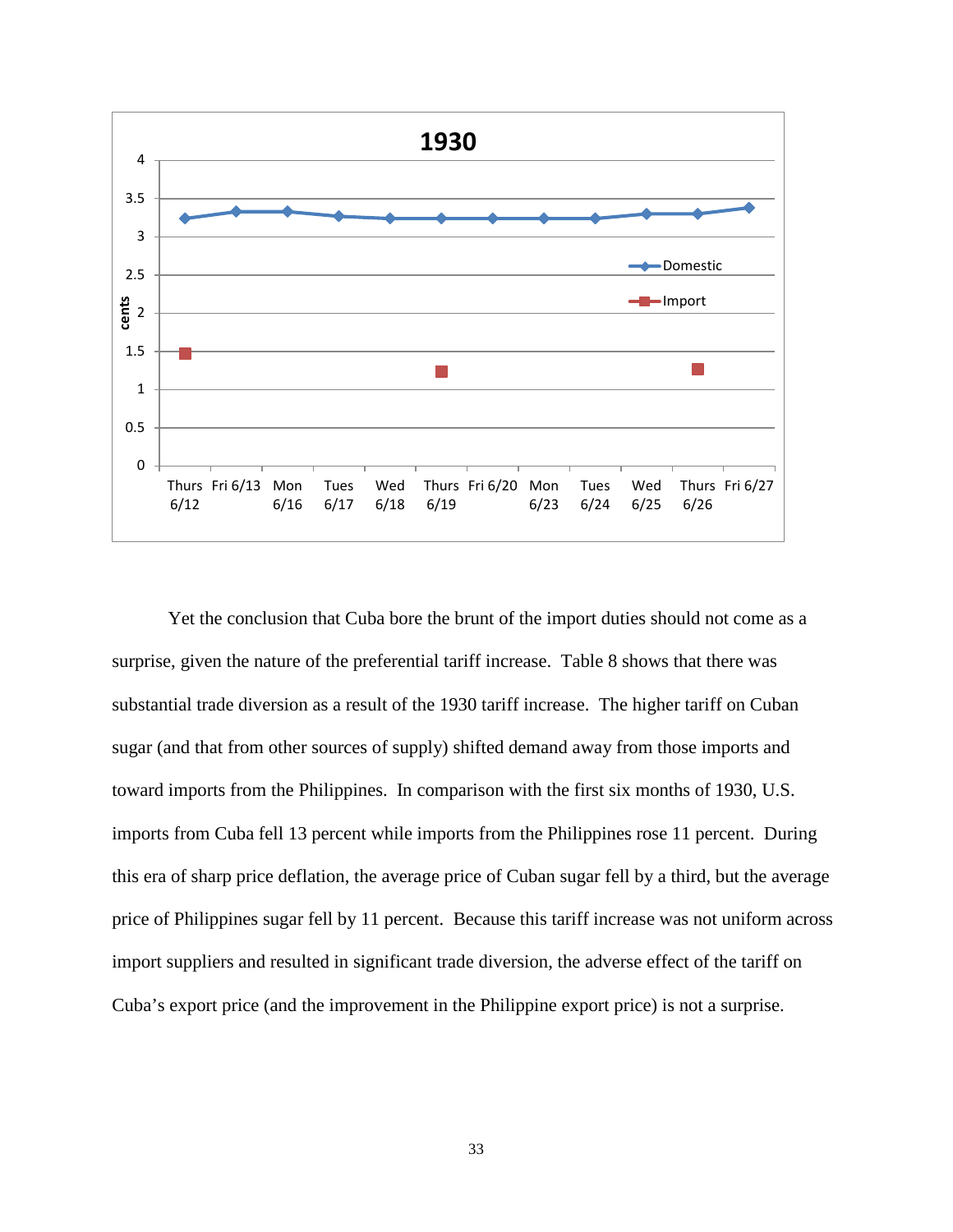Yet the conclusion that Cuba bore the brunt of the import duties should not come as a surprise, given the nature of the preferential tariff increase. Table 8 shows that there was substantial trade diversion as a result of the 1930 tariff increase. The higher tariff on Cuban sugar (and that from other sources of supply) shifted demand away from those imports and toward imports from the Philippines. In comparison with the first six months of 1930, U.S. imports from Cuba fell 13 percent while imports from the Philippines rose 11 percent. During this era of sharp price deflation, the average price of Cuban sugar fell by a third, but the average price of Philippines sugar fell by 11 percent. Because this tariff increase was not uniform across import suppliers and resulted in significant trade diversion, the adverse effect of the tariff on Cuba's export price (and the improvement in the Philippine export price) is not a surprise.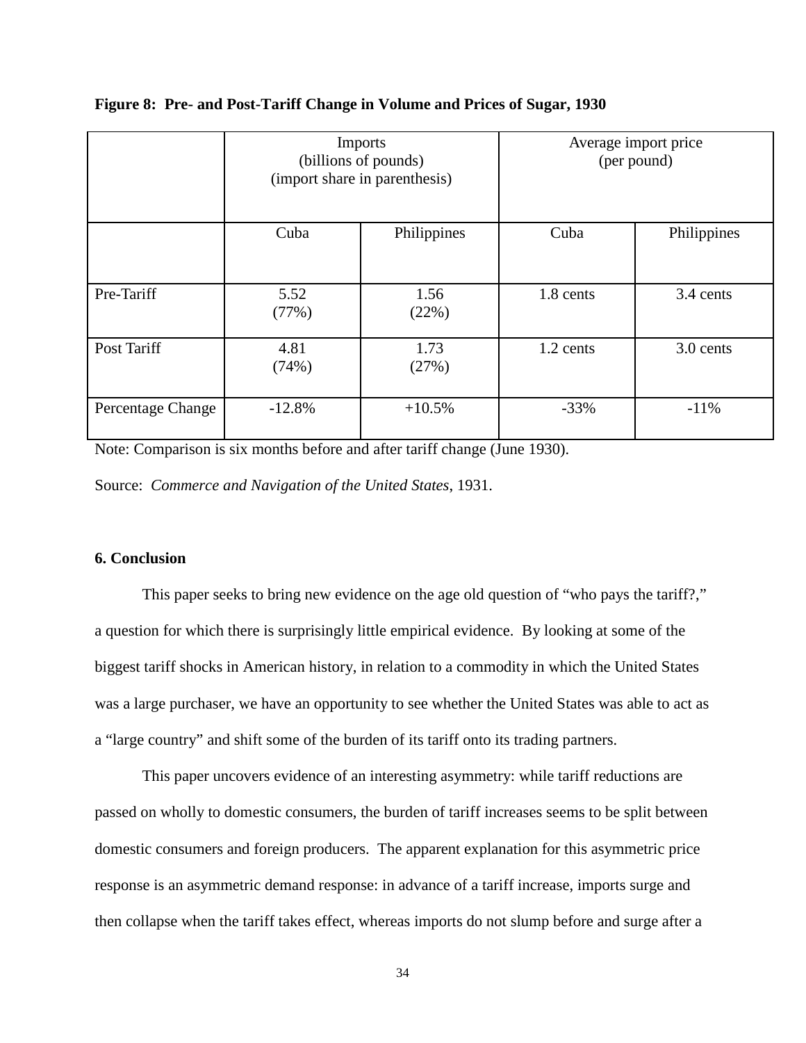**Figure 8: Pre- and Post-Tariff Change in Volume and Prices of Sugar, 1930**

| | Imports (billions of pounds) (import share in parenthesis) | | Average import price (per pound) | |
|---|---|---|---|---|
| | Cuba | Philippines | Cuba | Philippines |
| Pre-Tariff | 5.52 (77%) | 1.56 (22%) | 1.8 cents | 3.4 cents |
| Post Tariff | 4.81 (74%) | 1.73 (27%) | 1.2 cents | 3.0 cents |
| Percentage Change | -12.8% | +10.5% | -33% | -11% |

Note: Comparison is six months before and after tariff change (June 1930).

Source: *Commerce and Navigation of the United States*, 1931.

### 6. Conclusion

This paper seeks to bring new evidence on the age old question of "who pays the tariff?," a question for which there is surprisingly little empirical evidence. By looking at some of the biggest tariff shocks in American history, in relation to a commodity in which the United States was a large purchaser, we have an opportunity to see whether the United States was able to act as a "large country" and shift some of the burden of its tariff onto its trading partners.

This paper uncovers evidence of an interesting asymmetry: while tariff reductions are passed on wholly to domestic consumers, the burden of tariff increases seems to be split between domestic consumers and foreign producers. The apparent explanation for this asymmetric price response is an asymmetric demand response: in advance of a tariff increase, imports surge and then collapse when the tariff takes effect, whereas imports do not slump before and surge after a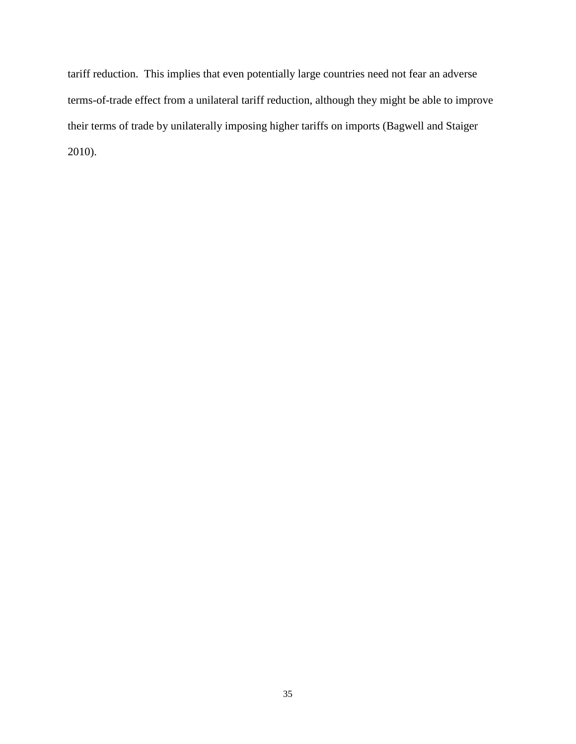tariff reduction. This implies that even potentially large countries need not fear an adverse terms-of-trade effect from a unilateral tariff reduction, although they might be able to improve their terms of trade by unilaterally imposing higher tariffs on imports (Bagwell and Staiger 2010).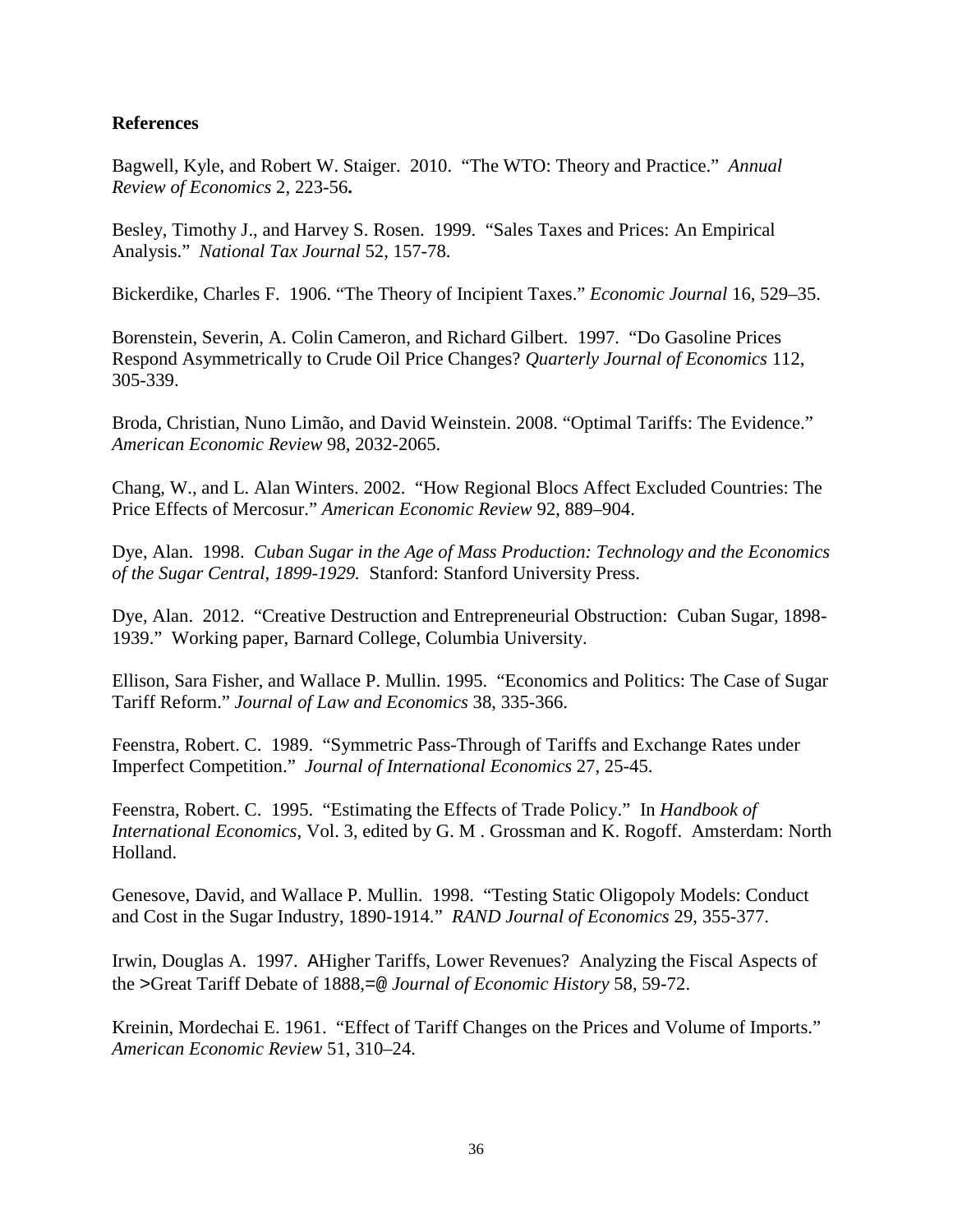**References**

Bagwell, Kyle, and Robert W. Staiger. 2010. "The WTO: Theory and Practice." *Annual Review of Economics* 2, 223-56**.**

Besley, Timothy J., and Harvey S. Rosen. 1999. "Sales Taxes and Prices: An Empirical Analysis." *National Tax Journal* 52, 157-78.

Bickerdike, Charles F. 1906. "The Theory of Incipient Taxes." *Economic Journal* 16, 529–35.

Borenstein, Severin, A. Colin Cameron, and Richard Gilbert. 1997. "Do Gasoline Prices Respond Asymmetrically to Crude Oil Price Changes? *Quarterly Journal of Economics* 112, 305-339.

Broda, Christian, Nuno Limão, and David Weinstein. 2008. "Optimal Tariffs: The Evidence." *American Economic Review* 98, 2032-2065.

Chang, W., and L. Alan Winters. 2002. "How Regional Blocs Affect Excluded Countries: The Price Effects of Mercosur." *American Economic Review* 92, 889–904.

Dye, Alan. 1998. *Cuban Sugar in the Age of Mass Production: Technology and the Economics of the Sugar Central, 1899-1929.* Stanford: Stanford University Press.

Dye, Alan. 2012. "Creative Destruction and Entrepreneurial Obstruction: Cuban Sugar, 1898-1939." Working paper, Barnard College, Columbia University.

Ellison, Sara Fisher, and Wallace P. Mullin. 1995. "Economics and Politics: The Case of Sugar Tariff Reform." *Journal of Law and Economics* 38, 335-366.

Feenstra, Robert. C. 1989. "Symmetric Pass-Through of Tariffs and Exchange Rates under Imperfect Competition." *Journal of International Economics* 27, 25-45.

Feenstra, Robert. C. 1995. "Estimating the Effects of Trade Policy." In *Handbook of International Economics*, Vol. 3, edited by G. M . Grossman and K. Rogoff. Amsterdam: North Holland.

Genesove, David, and Wallace P. Mullin. 1998. "Testing Static Oligopoly Models: Conduct and Cost in the Sugar Industry, 1890-1914." *RAND Journal of Economics* 29, 355-377.

Irwin, Douglas A. 1997. AHigher Tariffs, Lower Revenues? Analyzing the Fiscal Aspects of the >Great Tariff Debate of 1888,=@ *Journal of Economic History* 58, 59-72.

Kreinin, Mordechai E. 1961. "Effect of Tariff Changes on the Prices and Volume of Imports." *American Economic Review* 51, 310–24.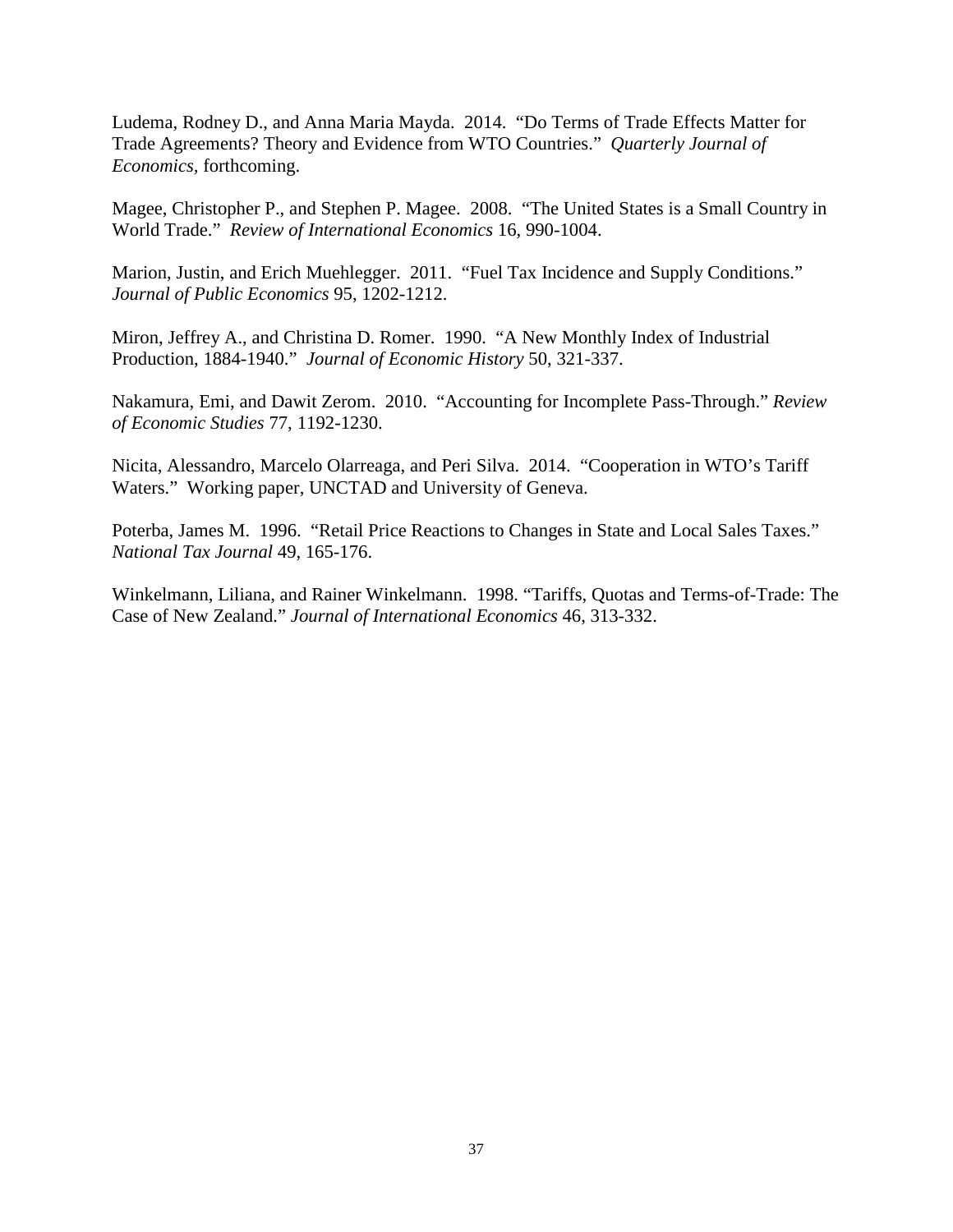Ludema, Rodney D., and Anna Maria Mayda. 2014. "Do Terms of Trade Effects Matter for Trade Agreements? Theory and Evidence from WTO Countries." *Quarterly Journal of Economics*, forthcoming.

Magee, Christopher P., and Stephen P. Magee. 2008. "The United States is a Small Country in World Trade." *Review of International Economics* 16, 990-1004.

Marion, Justin, and Erich Muehlegger. 2011. "Fuel Tax Incidence and Supply Conditions." *Journal of Public Economics* 95, 1202-1212.

Miron, Jeffrey A., and Christina D. Romer. 1990. "A New Monthly Index of Industrial Production, 1884-1940." *Journal of Economic History* 50, 321-337.

Nakamura, Emi, and Dawit Zerom. 2010. "Accounting for Incomplete Pass-Through." *Review of Economic Studies* 77, 1192-1230.

Nicita, Alessandro, Marcelo Olarreaga, and Peri Silva. 2014. "Cooperation in WTO's Tariff Waters." Working paper, UNCTAD and University of Geneva.

Poterba, James M. 1996. "Retail Price Reactions to Changes in State and Local Sales Taxes." *National Tax Journal* 49, 165-176.

Winkelmann, Liliana, and Rainer Winkelmann. 1998. "Tariffs, Quotas and Terms-of-Trade: The Case of New Zealand." *Journal of International Economics* 46, 313-332.